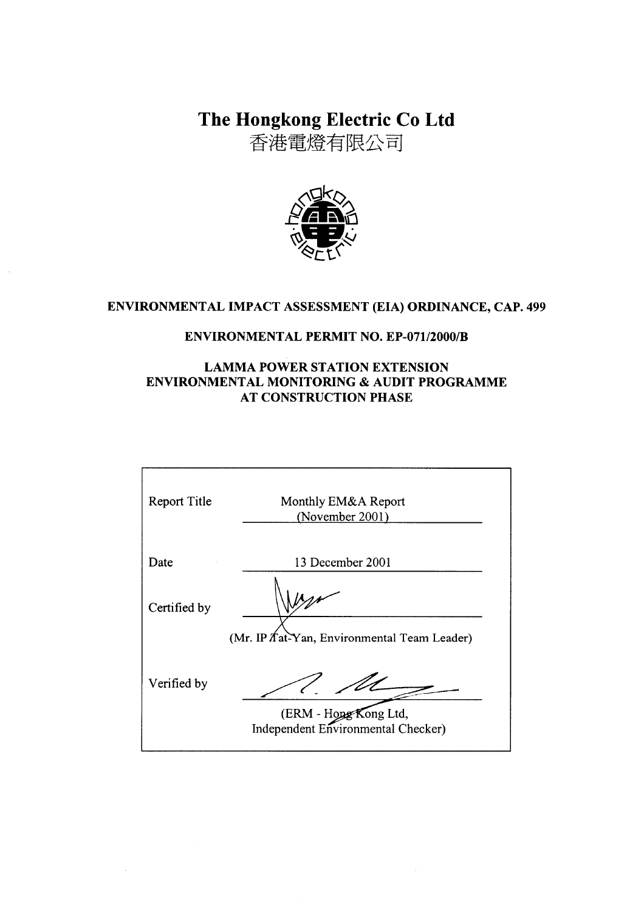# The Hongkong Electric Co Ltd

香港電燈有限公司

**ENVIRONMENTAL IMPACT ASSESSMENT (EIA) ORDINANCE, CAP. 499**

**ENVIRONMENTAL PERMIT NO. EP-071/2000/B**

**LAMMA POWER STATION EXTENSION**
**ENVIRONMENTAL MONITORING & AUDIT PROGRAMME**
**AT CONSTRUCTION PHASE**

| | |
|---|---|
| Report Title | Monthly EM&A Report (November 2001) |
| Date | 13 December 2001 |
| Certified by | (Mr. IP Tat-Yan, Environmental Team Leader) |
| Verified by | (ERM - Hong Kong Ltd, Independent Environmental Checker) |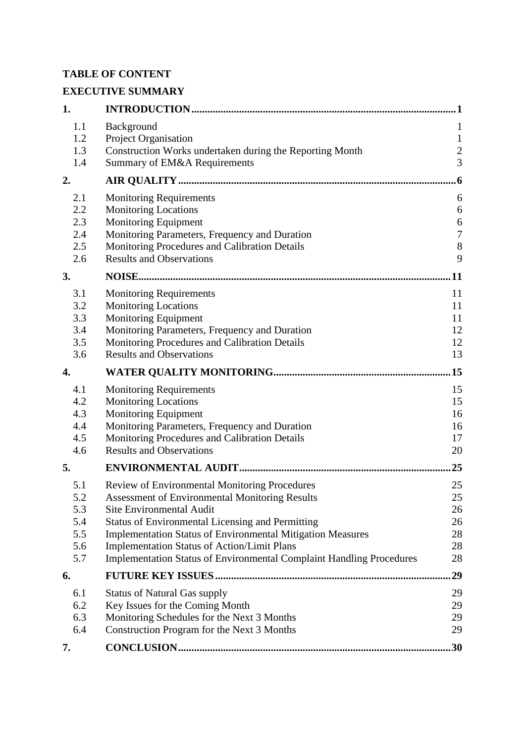**TABLE OF CONTENT**

**EXECUTIVE SUMMARY**

| | | |
|---|---|---|
| **1.** | **INTRODUCTION** | **1** |
| 1.1 | Background | 1 |
| 1.2 | Project Organisation | 1 |
| 1.3 | Construction Works undertaken during the Reporting Month | 2 |
| 1.4 | Summary of EM&A Requirements | 3 |
| **2.** | **AIR QUALITY** | **6** |
| 2.1 | Monitoring Requirements | 6 |
| 2.2 | Monitoring Locations | 6 |
| 2.3 | Monitoring Equipment | 6 |
| 2.4 | Monitoring Parameters, Frequency and Duration | 7 |
| 2.5 | Monitoring Procedures and Calibration Details | 8 |
| 2.6 | Results and Observations | 9 |
| **3.** | **NOISE** | **11** |
| 3.1 | Monitoring Requirements | 11 |
| 3.2 | Monitoring Locations | 11 |
| 3.3 | Monitoring Equipment | 11 |
| 3.4 | Monitoring Parameters, Frequency and Duration | 12 |
| 3.5 | Monitoring Procedures and Calibration Details | 12 |
| 3.6 | Results and Observations | 13 |
| **4.** | **WATER QUALITY MONITORING** | **15** |
| 4.1 | Monitoring Requirements | 15 |
| 4.2 | Monitoring Locations | 15 |
| 4.3 | Monitoring Equipment | 16 |
| 4.4 | Monitoring Parameters, Frequency and Duration | 16 |
| 4.5 | Monitoring Procedures and Calibration Details | 17 |
| 4.6 | Results and Observations | 20 |
| **5.** | **ENVIRONMENTAL AUDIT** | **25** |
| 5.1 | Review of Environmental Monitoring Procedures | 25 |
| 5.2 | Assessment of Environmental Monitoring Results | 25 |
| 5.3 | Site Environmental Audit | 26 |
| 5.4 | Status of Environmental Licensing and Permitting | 26 |
| 5.5 | Implementation Status of Environmental Mitigation Measures | 28 |
| 5.6 | Implementation Status of Action/Limit Plans | 28 |
| 5.7 | Implementation Status of Environmental Complaint Handling Procedures | 28 |
| **6.** | **FUTURE KEY ISSUES** | **29** |
| 6.1 | Status of Natural Gas supply | 29 |
| 6.2 | Key Issues for the Coming Month | 29 |
| 6.3 | Monitoring Schedules for the Next 3 Months | 29 |
| 6.4 | Construction Program for the Next 3 Months | 29 |
| **7.** | **CONCLUSION** | **30** |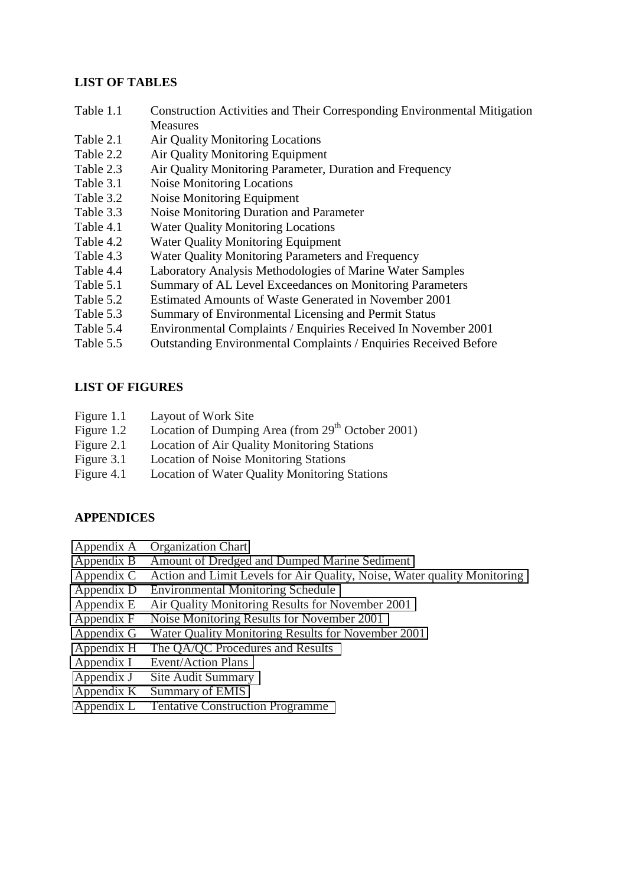**LIST OF TABLES**

| | |
|---|---|
| Table 1.1 | Construction Activities and Their Corresponding Environmental Mitigation Measures |
| Table 2.1 | Air Quality Monitoring Locations |
| Table 2.2 | Air Quality Monitoring Equipment |
| Table 2.3 | Air Quality Monitoring Parameter, Duration and Frequency |
| Table 3.1 | Noise Monitoring Locations |
| Table 3.2 | Noise Monitoring Equipment |
| Table 3.3 | Noise Monitoring Duration and Parameter |
| Table 4.1 | Water Quality Monitoring Locations |
| Table 4.2 | Water Quality Monitoring Equipment |
| Table 4.3 | Water Quality Monitoring Parameters and Frequency |
| Table 4.4 | Laboratory Analysis Methodologies of Marine Water Samples |
| Table 5.1 | Summary of AL Level Exceedances on Monitoring Parameters |
| Table 5.2 | Estimated Amounts of Waste Generated in November 2001 |
| Table 5.3 | Summary of Environmental Licensing and Permit Status |
| Table 5.4 | Environmental Complaints / Enquiries Received In November 2001 |
| Table 5.5 | Outstanding Environmental Complaints / Enquiries Received Before |

**LIST OF FIGURES**

| | |
|---|---|
| Figure 1.1 | Layout of Work Site |
| Figure 1.2 | Location of Dumping Area (from 29th October 2001) |
| Figure 2.1 | Location of Air Quality Monitoring Stations |
| Figure 3.1 | Location of Noise Monitoring Stations |
| Figure 4.1 | Location of Water Quality Monitoring Stations |

**APPENDICES**

| | |
|---|---|
| Appendix A | Organization Chart |
| Appendix B | Amount of Dredged and Dumped Marine Sediment |
| Appendix C | Action and Limit Levels for Air Quality, Noise, Water quality Monitoring |
| Appendix D | Environmental Monitoring Schedule |
| Appendix E | Air Quality Monitoring Results for November 2001 |
| Appendix F | Noise Monitoring Results for November 2001 |
| Appendix G | Water Quality Monitoring Results for November 2001 |
| Appendix H | The QA/QC Procedures and Results |
| Appendix I | Event/Action Plans |
| Appendix J | Site Audit Summary |
| Appendix K | Summary of EMIS |
| Appendix L | Tentative Construction Programme |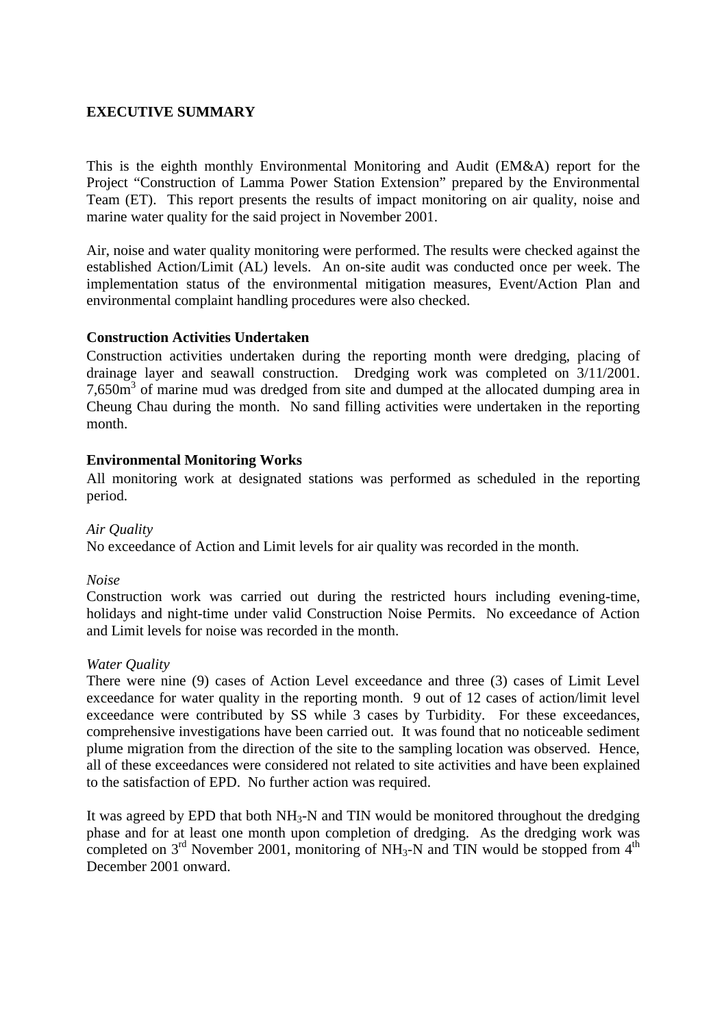# EXECUTIVE SUMMARY

This is the eighth monthly Environmental Monitoring and Audit (EM&A) report for the Project "Construction of Lamma Power Station Extension" prepared by the Environmental Team (ET). This report presents the results of impact monitoring on air quality, noise and marine water quality for the said project in November 2001.

Air, noise and water quality monitoring were performed. The results were checked against the established Action/Limit (AL) levels. An on-site audit was conducted once per week. The implementation status of the environmental mitigation measures, Event/Action Plan and environmental complaint handling procedures were also checked.

**Construction Activities Undertaken**

Construction activities undertaken during the reporting month were dredging, placing of drainage layer and seawall construction. Dredging work was completed on 3/11/2001. 7,650$m^3$ of marine mud was dredged from site and dumped at the allocated dumping area in Cheung Chau during the month. No sand filling activities were undertaken in the reporting month.

**Environmental Monitoring Works**

All monitoring work at designated stations was performed as scheduled in the reporting period.

*Air Quality*

No exceedance of Action and Limit levels for air quality was recorded in the month.

*Noise*

Construction work was carried out during the restricted hours including evening-time, holidays and night-time under valid Construction Noise Permits. No exceedance of Action and Limit levels for noise was recorded in the month.

*Water Quality*

There were nine (9) cases of Action Level exceedance and three (3) cases of Limit Level exceedance for water quality in the reporting month. 9 out of 12 cases of action/limit level exceedance were contributed by SS while 3 cases by Turbidity. For these exceedances, comprehensive investigations have been carried out. It was found that no noticeable sediment plume migration from the direction of the site to the sampling location was observed. Hence, all of these exceedances were considered not related to site activities and have been explained to the satisfaction of EPD. No further action was required.

It was agreed by EPD that both $NH_3$-N and TIN would be monitored throughout the dredging phase and for at least one month upon completion of dredging. As the dredging work was completed on 3rd November 2001, monitoring of $NH_3$-N and TIN would be stopped from 4th December 2001 onward.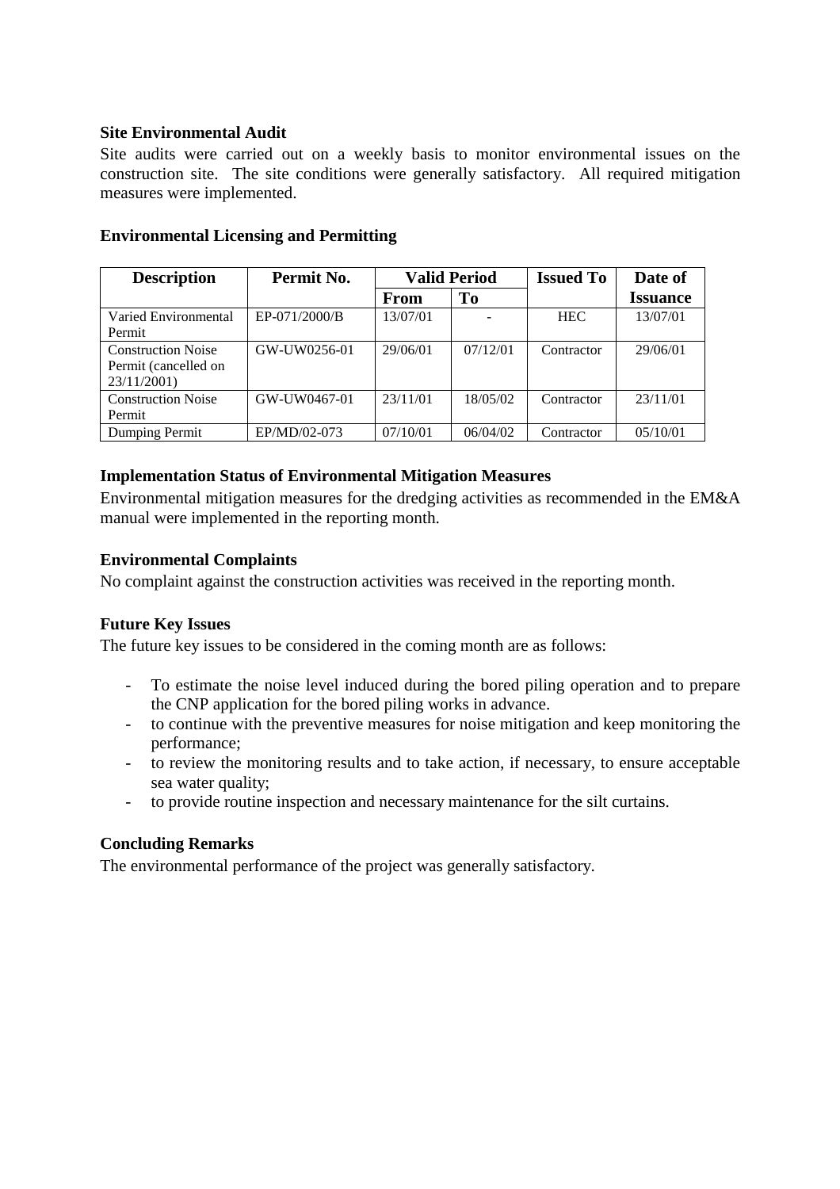**Site Environmental Audit**

Site audits were carried out on a weekly basis to monitor environmental issues on the construction site. The site conditions were generally satisfactory. All required mitigation measures were implemented.

**Environmental Licensing and Permitting**

| Description | Permit No. | Valid Period | | Issued To | Date of Issuance |
|---|---|---|---|---|---|
| | | From | To | | |
| Varied Environmental Permit | EP-071/2000/B | 13/07/01 | - | HEC | 13/07/01 |
| Construction Noise Permit (cancelled on 23/11/2001) | GW-UW0256-01 | 29/06/01 | 07/12/01 | Contractor | 29/06/01 |
| Construction Noise Permit | GW-UW0467-01 | 23/11/01 | 18/05/02 | Contractor | 23/11/01 |
| Dumping Permit | EP/MD/02-073 | 07/10/01 | 06/04/02 | Contractor | 05/10/01 |

**Implementation Status of Environmental Mitigation Measures**

Environmental mitigation measures for the dredging activities as recommended in the EM&A manual were implemented in the reporting month.

**Environmental Complaints**

No complaint against the construction activities was received in the reporting month.

**Future Key Issues**

The future key issues to be considered in the coming month are as follows:

- To estimate the noise level induced during the bored piling operation and to prepare the CNP application for the bored piling works in advance.
- to continue with the preventive measures for noise mitigation and keep monitoring the performance;
- to review the monitoring results and to take action, if necessary, to ensure acceptable sea water quality;
- to provide routine inspection and necessary maintenance for the silt curtains.

**Concluding Remarks**

The environmental performance of the project was generally satisfactory.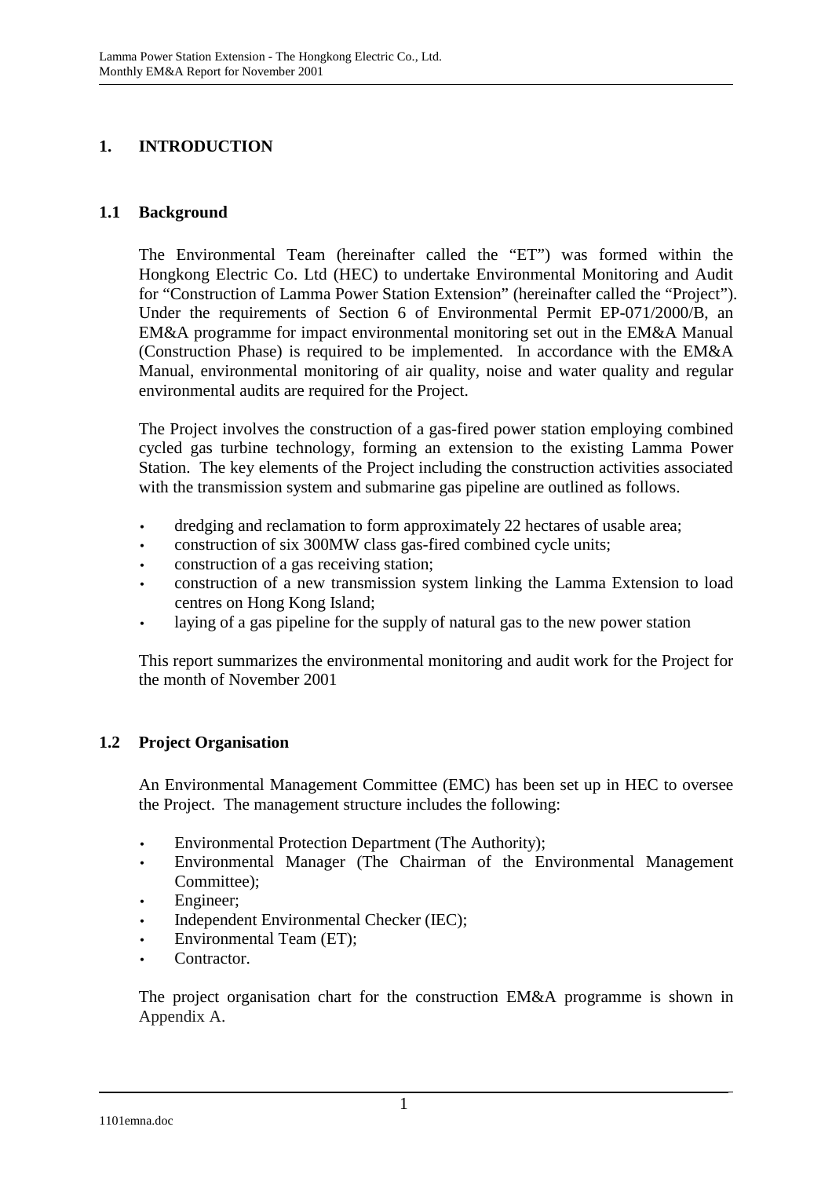# 1. INTRODUCTION

## 1.1 Background

The Environmental Team (hereinafter called the "ET") was formed within the Hongkong Electric Co. Ltd (HEC) to undertake Environmental Monitoring and Audit for "Construction of Lamma Power Station Extension" (hereinafter called the "Project"). Under the requirements of Section 6 of Environmental Permit EP-071/2000/B, an EM&A programme for impact environmental monitoring set out in the EM&A Manual (Construction Phase) is required to be implemented. In accordance with the EM&A Manual, environmental monitoring of air quality, noise and water quality and regular environmental audits are required for the Project.

The Project involves the construction of a gas-fired power station employing combined cycled gas turbine technology, forming an extension to the existing Lamma Power Station. The key elements of the Project including the construction activities associated with the transmission system and submarine gas pipeline are outlined as follows.

- dredging and reclamation to form approximately 22 hectares of usable area;
- construction of six 300MW class gas-fired combined cycle units;
- construction of a gas receiving station;
- construction of a new transmission system linking the Lamma Extension to load centres on Hong Kong Island;
- laying of a gas pipeline for the supply of natural gas to the new power station

This report summarizes the environmental monitoring and audit work for the Project for the month of November 2001

## 1.2 Project Organisation

An Environmental Management Committee (EMC) has been set up in HEC to oversee the Project. The management structure includes the following:

- Environmental Protection Department (The Authority);
- Environmental Manager (The Chairman of the Environmental Management Committee);
- Engineer;
- Independent Environmental Checker (IEC);
- Environmental Team (ET);
- Contractor.

The project organisation chart for the construction EM&A programme is shown in Appendix A.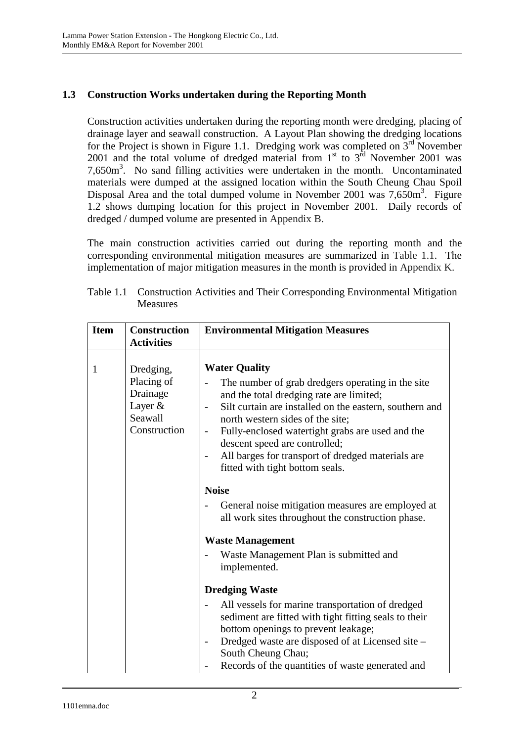## 1.3 Construction Works undertaken during the Reporting Month

Construction activities undertaken during the reporting month were dredging, placing of drainage layer and seawall construction. A Layout Plan showing the dredging locations for the Project is shown in Figure 1.1. Dredging work was completed on 3rd November 2001 and the total volume of dredged material from 1st to 3rd November 2001 was 7,650m$^3$. No sand filling activities were undertaken in the month. Uncontaminated materials were dumped at the assigned location within the South Cheung Chau Spoil Disposal Area and the total dumped volume in November 2001 was 7,650m$^3$. Figure 1.2 shows dumping location for this project in November 2001. Daily records of dredged / dumped volume are presented in Appendix B.

The main construction activities carried out during the reporting month and the corresponding environmental mitigation measures are summarized in Table 1.1. The implementation of major mitigation measures in the month is provided in Appendix K.

Table 1.1 Construction Activities and Their Corresponding Environmental Mitigation Measures

| Item | Construction Activities | Environmental Mitigation Measures |
|---|---|---|
| 1 | Dredging, Placing of Drainage Layer & Seawall Construction | **Water Quality**<br>- The number of grab dredgers operating in the site and the total dredging rate are limited;<br>- Silt curtain are installed on the eastern, southern and north western sides of the site;<br>- Fully-enclosed watertight grabs are used and the descent speed are controlled;<br>- All barges for transport of dredged materials are fitted with tight bottom seals.<br><br>**Noise**<br>- General noise mitigation measures are employed at all work sites throughout the construction phase.<br><br>**Waste Management**<br>- Waste Management Plan is submitted and implemented.<br><br>**Dredging Waste**<br>- All vessels for marine transportation of dredged sediment are fitted with tight fitting seals to their bottom openings to prevent leakage;<br>- Dredged waste are disposed of at Licensed site – South Cheung Chau;<br>- Records of the quantities of waste generated and |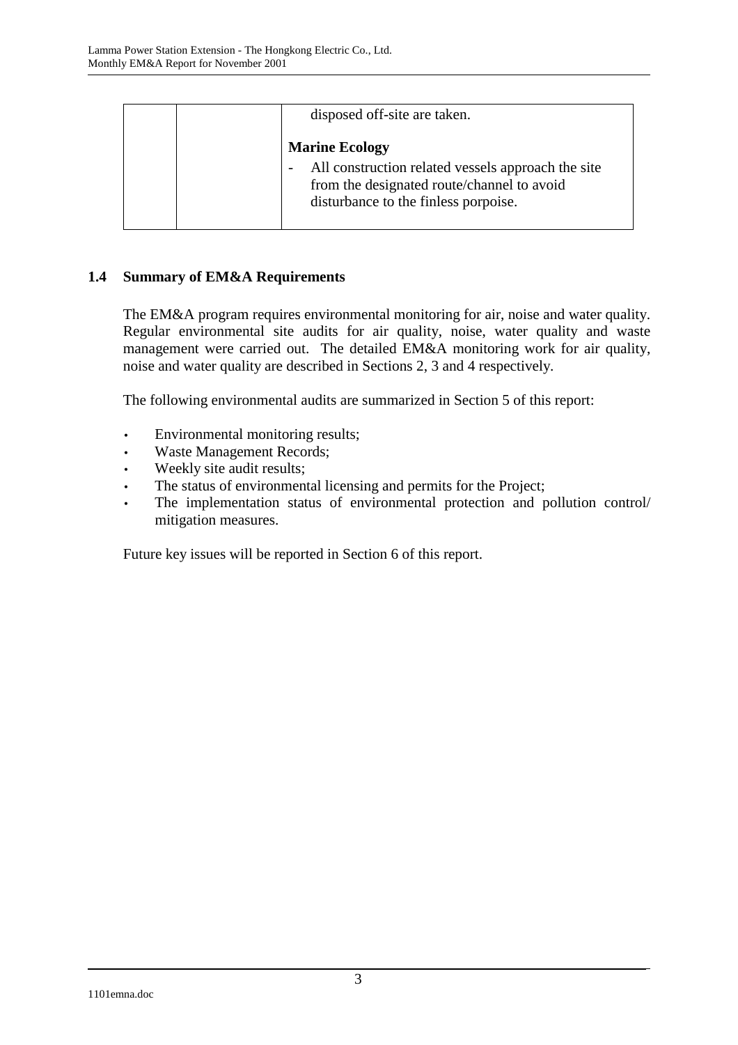| | | disposed off-site are taken.<br><br>**Marine Ecology**<br>- All construction related vessels approach the site from the designated route/channel to avoid disturbance to the finless porpoise. |
|---|---|---|

## 1.4 Summary of EM&A Requirements

The EM&A program requires environmental monitoring for air, noise and water quality. Regular environmental site audits for air quality, noise, water quality and waste management were carried out. The detailed EM&A monitoring work for air quality, noise and water quality are described in Sections 2, 3 and 4 respectively.

The following environmental audits are summarized in Section 5 of this report:

- Environmental monitoring results;
- Waste Management Records;
- Weekly site audit results;
- The status of environmental licensing and permits for the Project;
- The implementation status of environmental protection and pollution control/ mitigation measures.

Future key issues will be reported in Section 6 of this report.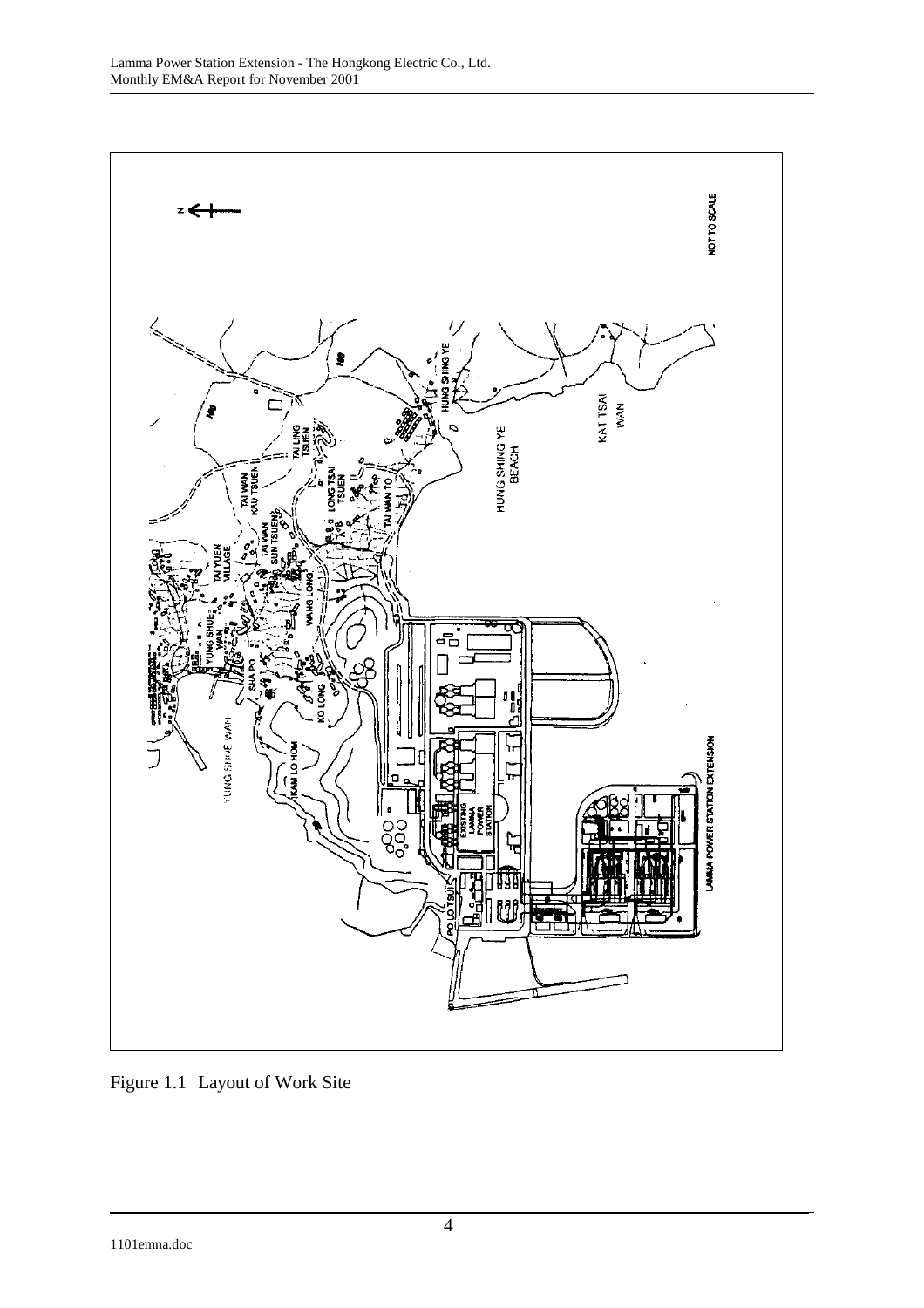Figure 1.1 Layout of Work Site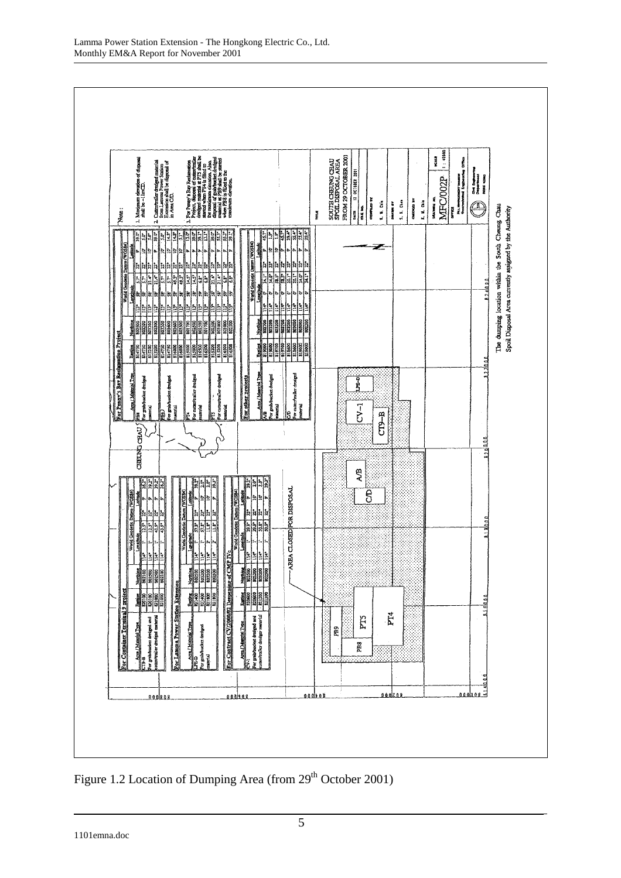Figure 1.2 Location of Dumping Area (from 29[th] October 2001)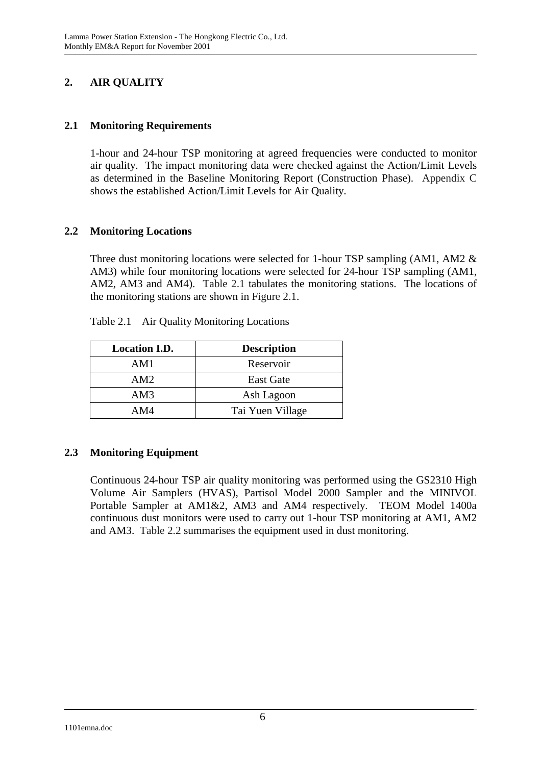## 2. AIR QUALITY

### 2.1 Monitoring Requirements

1-hour and 24-hour TSP monitoring at agreed frequencies were conducted to monitor air quality. The impact monitoring data were checked against the Action/Limit Levels as determined in the Baseline Monitoring Report (Construction Phase). Appendix C shows the established Action/Limit Levels for Air Quality.

### 2.2 Monitoring Locations

Three dust monitoring locations were selected for 1-hour TSP sampling (AM1, AM2 & AM3) while four monitoring locations were selected for 24-hour TSP sampling (AM1, AM2, AM3 and AM4). Table 2.1 tabulates the monitoring stations. The locations of the monitoring stations are shown in Figure 2.1.

Table 2.1 Air Quality Monitoring Locations

| Location I.D. | Description |
|---|---|
| AM1 | Reservoir |
| AM2 | East Gate |
| AM3 | Ash Lagoon |
| AM4 | Tai Yuen Village |

### 2.3 Monitoring Equipment

Continuous 24-hour TSP air quality monitoring was performed using the GS2310 High Volume Air Samplers (HVAS), Partisol Model 2000 Sampler and the MINIVOL Portable Sampler at AM1&2, AM3 and AM4 respectively. TEOM Model 1400a continuous dust monitors were used to carry out 1-hour TSP monitoring at AM1, AM2 and AM3. Table 2.2 summarises the equipment used in dust monitoring.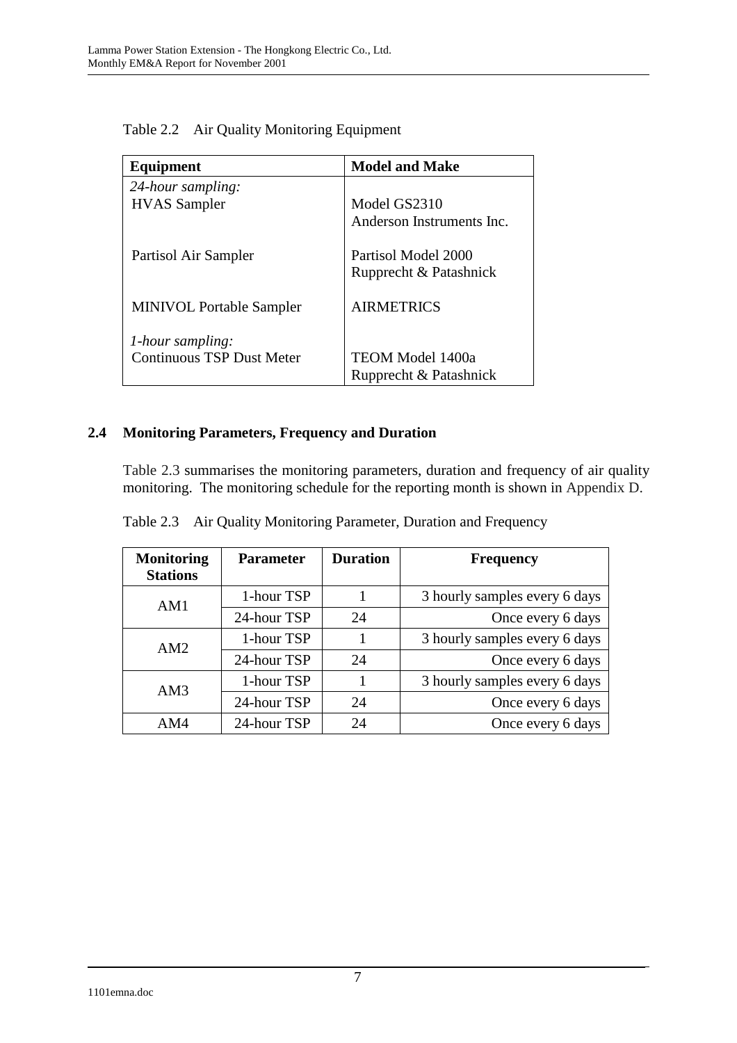Table 2.2 Air Quality Monitoring Equipment

| Equipment | Model and Make |
|---|---|
| *24-hour sampling:* | |
| HVAS Sampler | Model GS2310 Anderson Instruments Inc. |
| Partisol Air Sampler | Partisol Model 2000 Rupprecht & Patashnick |
| MINIVOL Portable Sampler | AIRMETRICS |
| *1-hour sampling:* | |
| Continuous TSP Dust Meter | TEOM Model 1400a Rupprecht & Patashnick |

## 2.4 Monitoring Parameters, Frequency and Duration

Table 2.3 summarises the monitoring parameters, duration and frequency of air quality monitoring. The monitoring schedule for the reporting month is shown in Appendix D.

Table 2.3 Air Quality Monitoring Parameter, Duration and Frequency

| Monitoring Stations | Parameter | Duration | Frequency |
|---|---|---|---|
| AM1 | 1-hour TSP | 1 | 3 hourly samples every 6 days |
| | 24-hour TSP | 24 | Once every 6 days |
| AM2 | 1-hour TSP | 1 | 3 hourly samples every 6 days |
| | 24-hour TSP | 24 | Once every 6 days |
| AM3 | 1-hour TSP | 1 | 3 hourly samples every 6 days |
| | 24-hour TSP | 24 | Once every 6 days |
| AM4 | 24-hour TSP | 24 | Once every 6 days |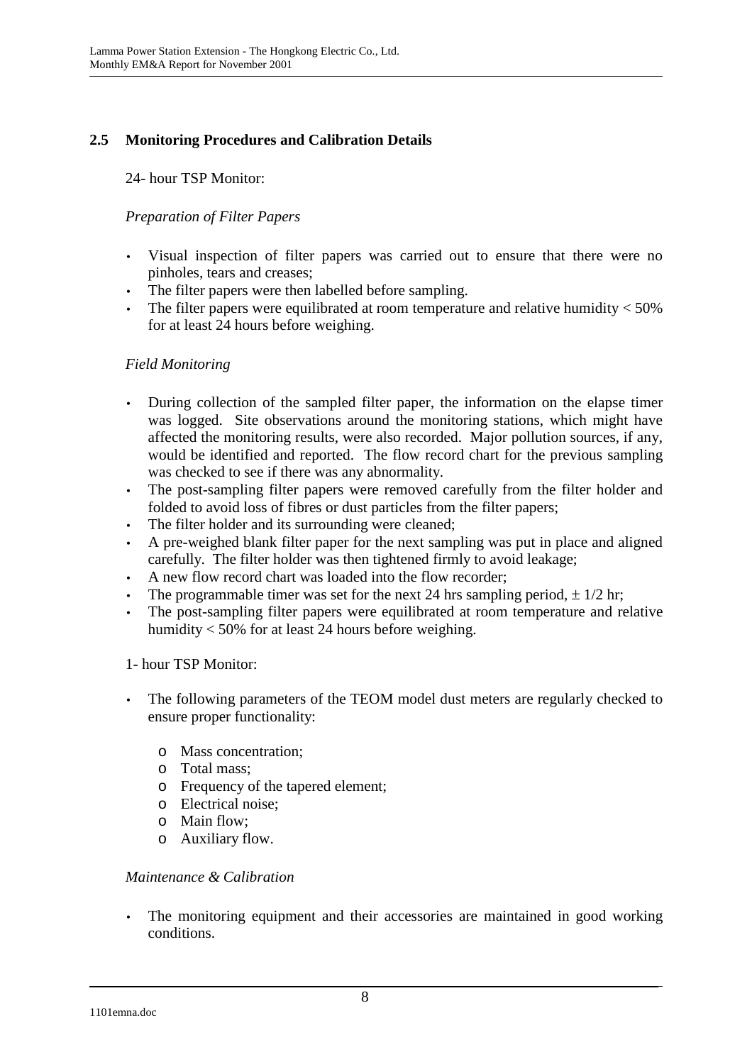## 2.5 Monitoring Procedures and Calibration Details

24- hour TSP Monitor:

*Preparation of Filter Papers*

- Visual inspection of filter papers was carried out to ensure that there were no pinholes, tears and creases;
- The filter papers were then labelled before sampling.
- The filter papers were equilibrated at room temperature and relative humidity < 50% for at least 24 hours before weighing.

*Field Monitoring*

- During collection of the sampled filter paper, the information on the elapse timer was logged. Site observations around the monitoring stations, which might have affected the monitoring results, were also recorded. Major pollution sources, if any, would be identified and reported. The flow record chart for the previous sampling was checked to see if there was any abnormality.
- The post-sampling filter papers were removed carefully from the filter holder and folded to avoid loss of fibres or dust particles from the filter papers;
- The filter holder and its surrounding were cleaned;
- A pre-weighed blank filter paper for the next sampling was put in place and aligned carefully. The filter holder was then tightened firmly to avoid leakage;
- A new flow record chart was loaded into the flow recorder;
- The programmable timer was set for the next 24 hrs sampling period, $\pm 1/2$ hr;
- The post-sampling filter papers were equilibrated at room temperature and relative humidity < 50% for at least 24 hours before weighing.

1- hour TSP Monitor:

- The following parameters of the TEOM model dust meters are regularly checked to ensure proper functionality:
  - Mass concentration;
  - Total mass;
  - Frequency of the tapered element;
  - Electrical noise;
  - Main flow;
  - Auxiliary flow.

*Maintenance & Calibration*

- The monitoring equipment and their accessories are maintained in good working conditions.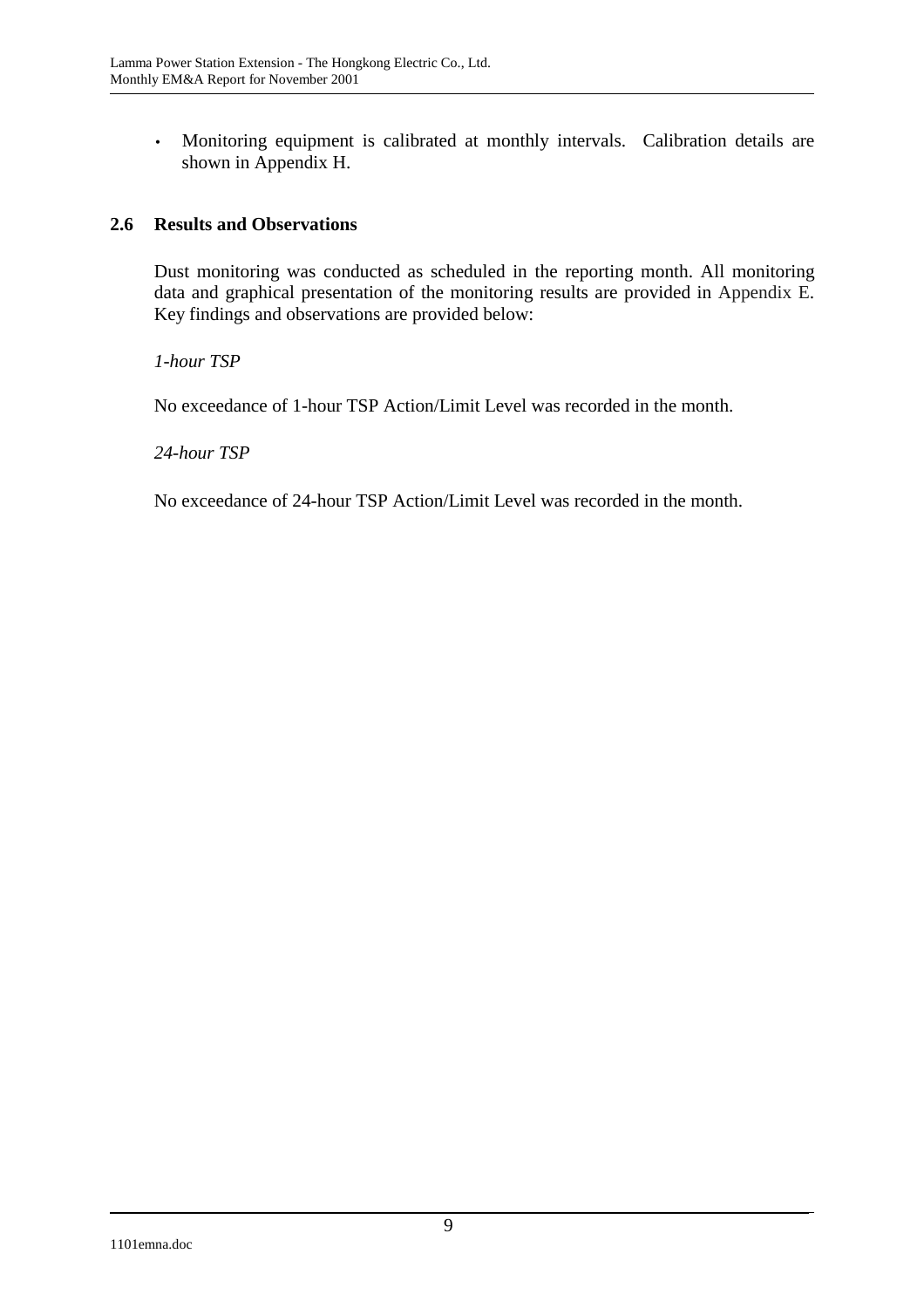- Monitoring equipment is calibrated at monthly intervals. Calibration details are shown in Appendix H.

## 2.6 Results and Observations

Dust monitoring was conducted as scheduled in the reporting month. All monitoring data and graphical presentation of the monitoring results are provided in Appendix E. Key findings and observations are provided below:

*1-hour TSP*

No exceedance of 1-hour TSP Action/Limit Level was recorded in the month.

*24-hour TSP*

No exceedance of 24-hour TSP Action/Limit Level was recorded in the month.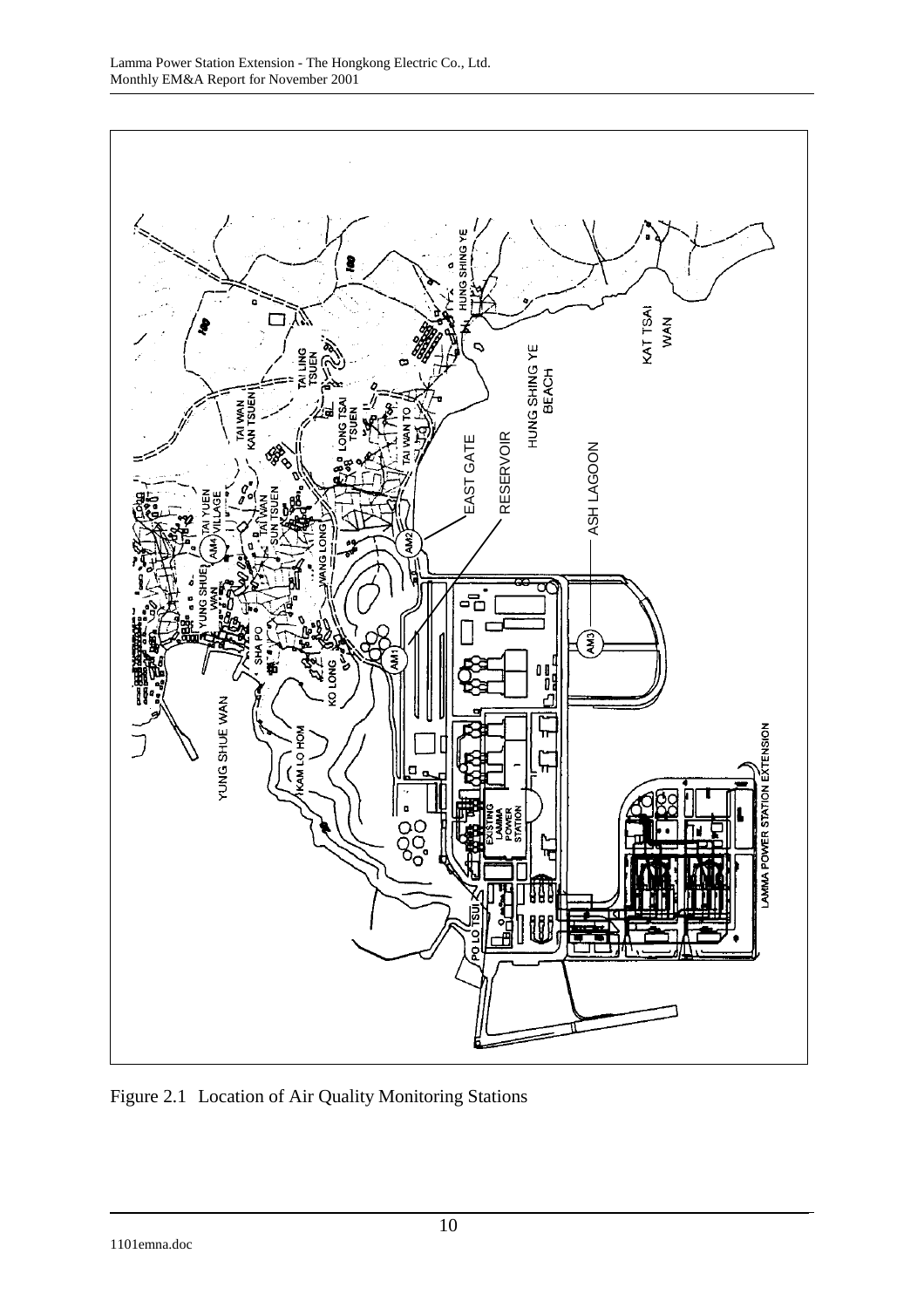Figure 2.1 Location of Air Quality Monitoring Stations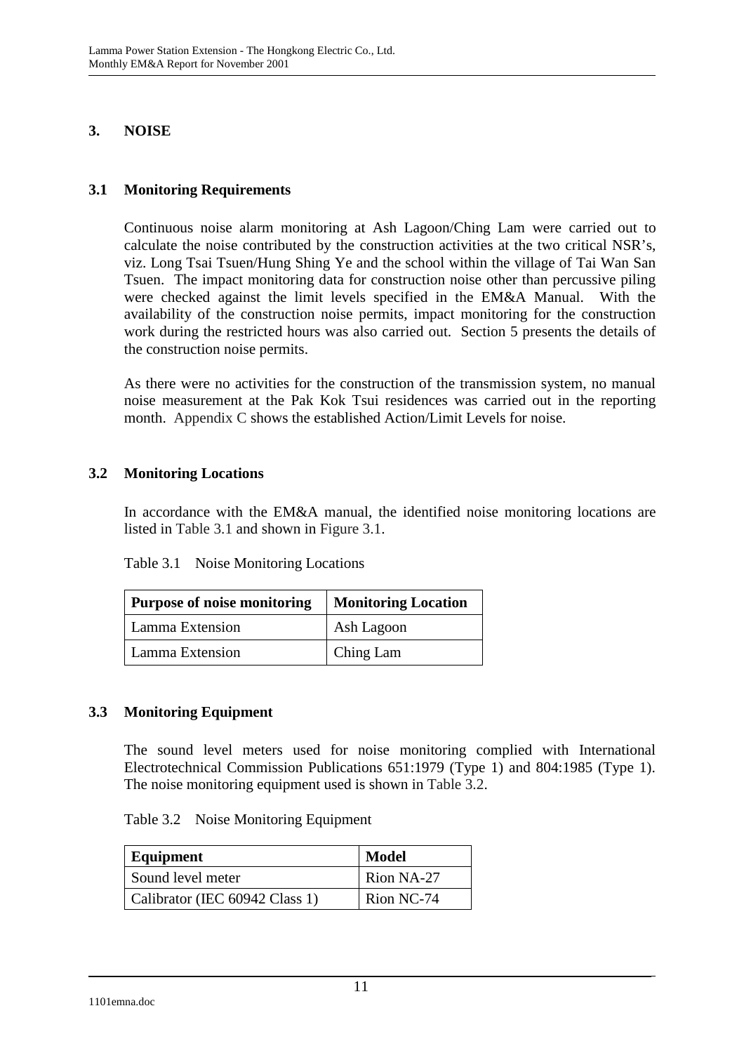## 3. NOISE

### 3.1 Monitoring Requirements

Continuous noise alarm monitoring at Ash Lagoon/Ching Lam were carried out to calculate the noise contributed by the construction activities at the two critical NSR's, viz. Long Tsai Tsuen/Hung Shing Ye and the school within the village of Tai Wan San Tsuen. The impact monitoring data for construction noise other than percussive piling were checked against the limit levels specified in the EM&A Manual. With the availability of the construction noise permits, impact monitoring for the construction work during the restricted hours was also carried out. Section 5 presents the details of the construction noise permits.

As there were no activities for the construction of the transmission system, no manual noise measurement at the Pak Kok Tsui residences was carried out in the reporting month. Appendix C shows the established Action/Limit Levels for noise.

### 3.2 Monitoring Locations

In accordance with the EM&A manual, the identified noise monitoring locations are listed in Table 3.1 and shown in Figure 3.1.

Table 3.1 Noise Monitoring Locations

| Purpose of noise monitoring | Monitoring Location |
|---|---|
| Lamma Extension | Ash Lagoon |
| Lamma Extension | Ching Lam |

### 3.3 Monitoring Equipment

The sound level meters used for noise monitoring complied with International Electrotechnical Commission Publications 651:1979 (Type 1) and 804:1985 (Type 1). The noise monitoring equipment used is shown in Table 3.2.

Table 3.2 Noise Monitoring Equipment

| Equipment | Model |
|---|---|
| Sound level meter | Rion NA-27 |
| Calibrator (IEC 60942 Class 1) | Rion NC-74 |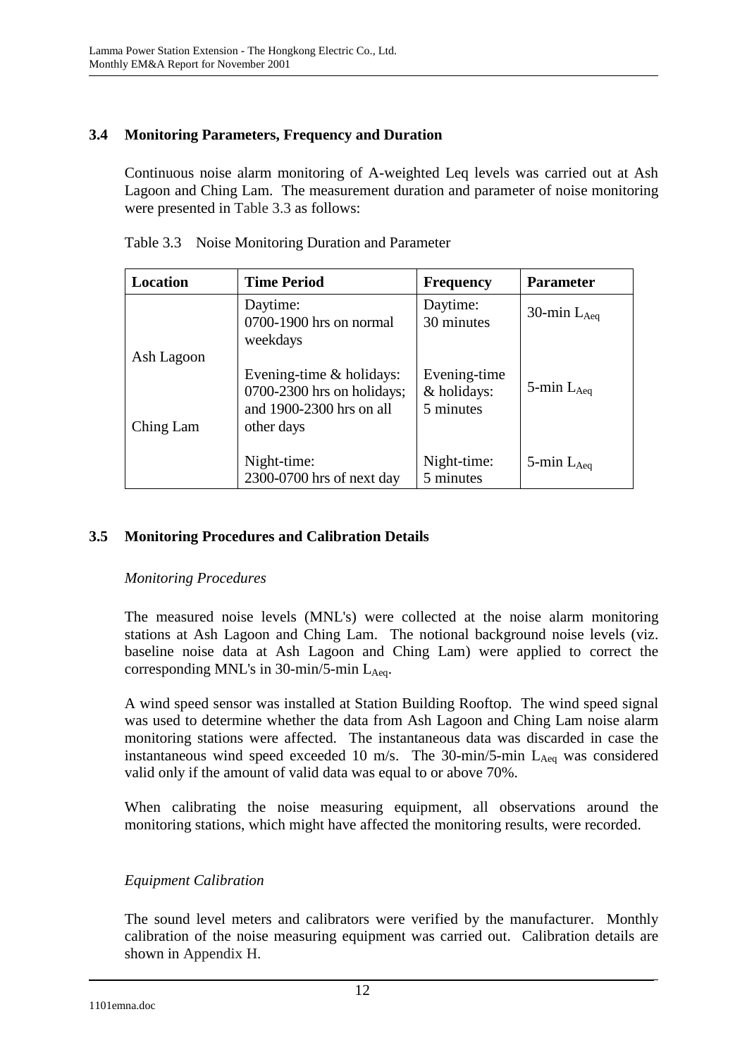## 3.4 Monitoring Parameters, Frequency and Duration

Continuous noise alarm monitoring of A-weighted Leq levels was carried out at Ash Lagoon and Ching Lam. The measurement duration and parameter of noise monitoring were presented in Table 3.3 as follows:

Table 3.3 Noise Monitoring Duration and Parameter

| Location | Time Period | Frequency | Parameter |
|---|---|---|---|
| Ash Lagoon<br><br>Ching Lam | Daytime:<br>0700-1900 hrs on normal weekdays | Daytime:<br>30 minutes | 30-min $L_{Aeq}$ |
| | Evening-time & holidays:<br>0700-2300 hrs on holidays; and 1900-2300 hrs on all other days | Evening-time & holidays:<br>5 minutes | 5-min $L_{Aeq}$ |
| | Night-time:<br>2300-0700 hrs of next day | Night-time:<br>5 minutes | 5-min $L_{Aeq}$ |

## 3.5 Monitoring Procedures and Calibration Details

*Monitoring Procedures*

The measured noise levels (MNL's) were collected at the noise alarm monitoring stations at Ash Lagoon and Ching Lam. The notional background noise levels (viz. baseline noise data at Ash Lagoon and Ching Lam) were applied to correct the corresponding MNL's in 30-min/5-min $L_{Aeq}$.

A wind speed sensor was installed at Station Building Rooftop. The wind speed signal was used to determine whether the data from Ash Lagoon and Ching Lam noise alarm monitoring stations were affected. The instantaneous data was discarded in case the instantaneous wind speed exceeded 10 m/s. The 30-min/5-min $L_{Aeq}$ was considered valid only if the amount of valid data was equal to or above 70%.

When calibrating the noise measuring equipment, all observations around the monitoring stations, which might have affected the monitoring results, were recorded.

*Equipment Calibration*

The sound level meters and calibrators were verified by the manufacturer. Monthly calibration of the noise measuring equipment was carried out. Calibration details are shown in Appendix H.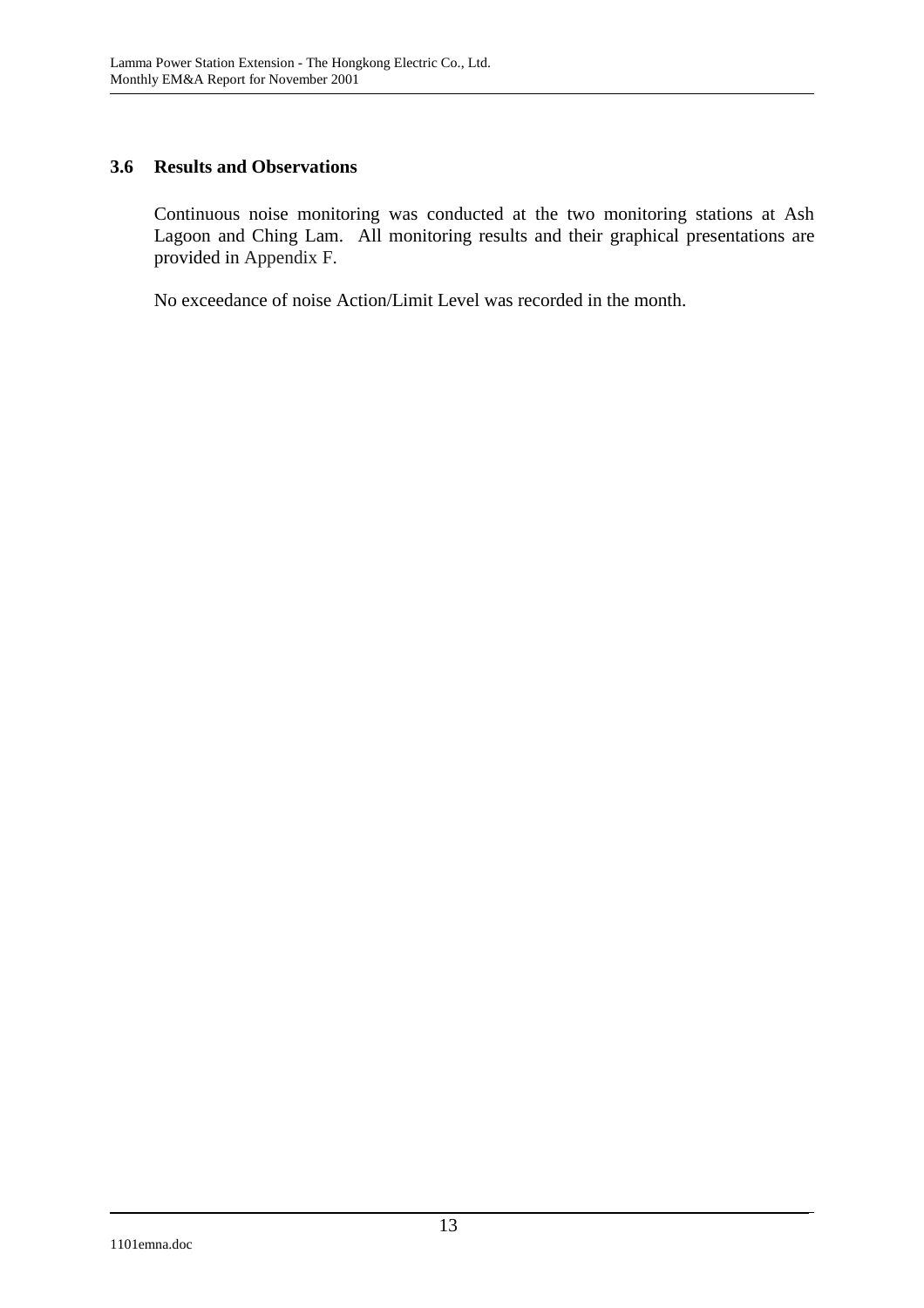### 3.6 Results and Observations

Continuous noise monitoring was conducted at the two monitoring stations at Ash Lagoon and Ching Lam. All monitoring results and their graphical presentations are provided in Appendix F.

No exceedance of noise Action/Limit Level was recorded in the month.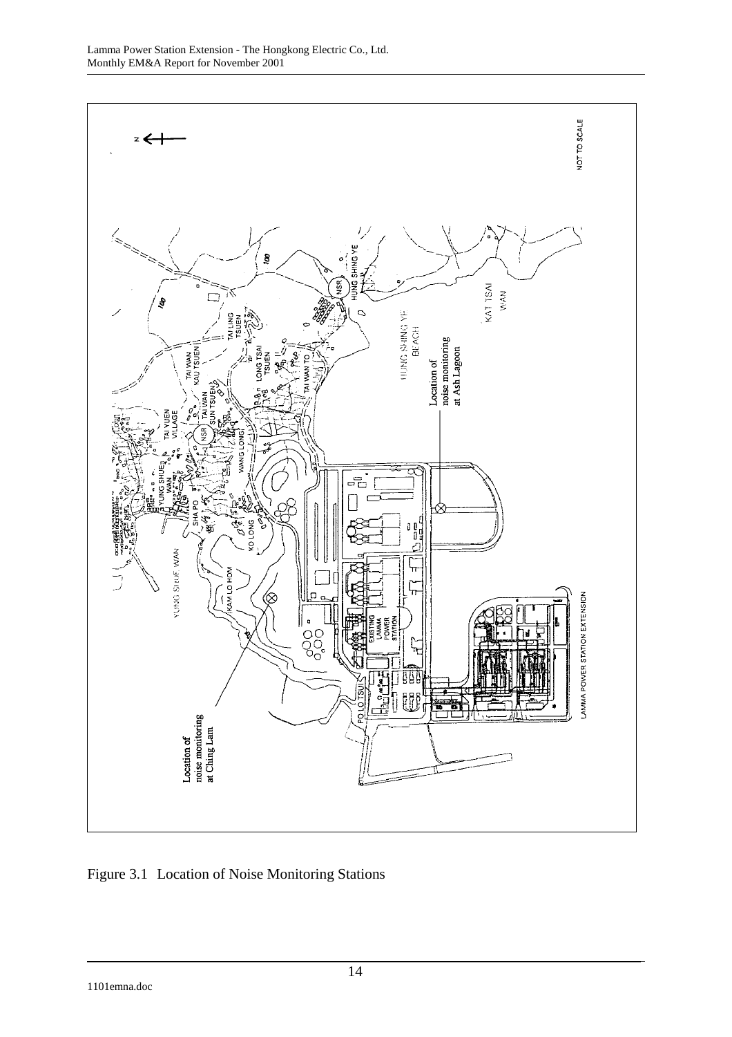Figure 3.1 Location of Noise Monitoring Stations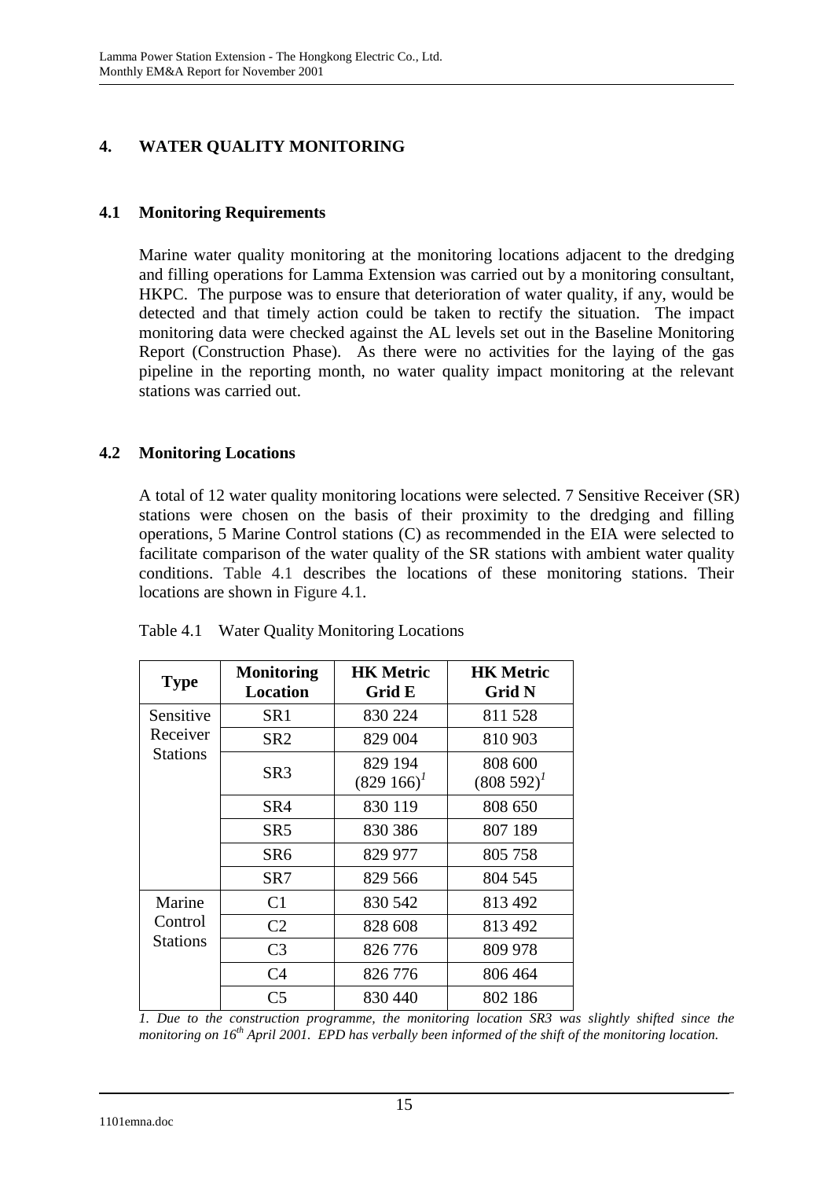## 4. WATER QUALITY MONITORING

### 4.1 Monitoring Requirements

Marine water quality monitoring at the monitoring locations adjacent to the dredging and filling operations for Lamma Extension was carried out by a monitoring consultant, HKPC. The purpose was to ensure that deterioration of water quality, if any, would be detected and that timely action could be taken to rectify the situation. The impact monitoring data were checked against the AL levels set out in the Baseline Monitoring Report (Construction Phase). As there were no activities for the laying of the gas pipeline in the reporting month, no water quality impact monitoring at the relevant stations was carried out.

### 4.2 Monitoring Locations

A total of 12 water quality monitoring locations were selected. 7 Sensitive Receiver (SR) stations were chosen on the basis of their proximity to the dredging and filling operations, 5 Marine Control stations (C) as recommended in the EIA were selected to facilitate comparison of the water quality of the SR stations with ambient water quality conditions. Table 4.1 describes the locations of these monitoring stations. Their locations are shown in Figure 4.1.

Table 4.1 Water Quality Monitoring Locations

| Type | Monitoring Location | HK Metric Grid E | HK Metric Grid N |
|---|---|---|---|
| Sensitive Receiver Stations | SR1 | 830 224 | 811 528 |
| | SR2 | 829 004 | 810 903 |
| | SR3 | 829 194 (829 166)[1] | 808 600 (808 592)[1] |
| | SR4 | 830 119 | 808 650 |
| | SR5 | 830 386 | 807 189 |
| | SR6 | 829 977 | 805 758 |
| | SR7 | 829 566 | 804 545 |
| Marine Control Stations | C1 | 830 542 | 813 492 |
| | C2 | 828 608 | 813 492 |
| | C3 | 826 776 | 809 978 |
| | C4 | 826 776 | 806 464 |
| | C5 | 830 440 | 802 186 |

*1. Due to the construction programme, the monitoring location SR3 was slightly shifted since the monitoring on 16th April 2001. EPD has verbally been informed of the shift of the monitoring location.*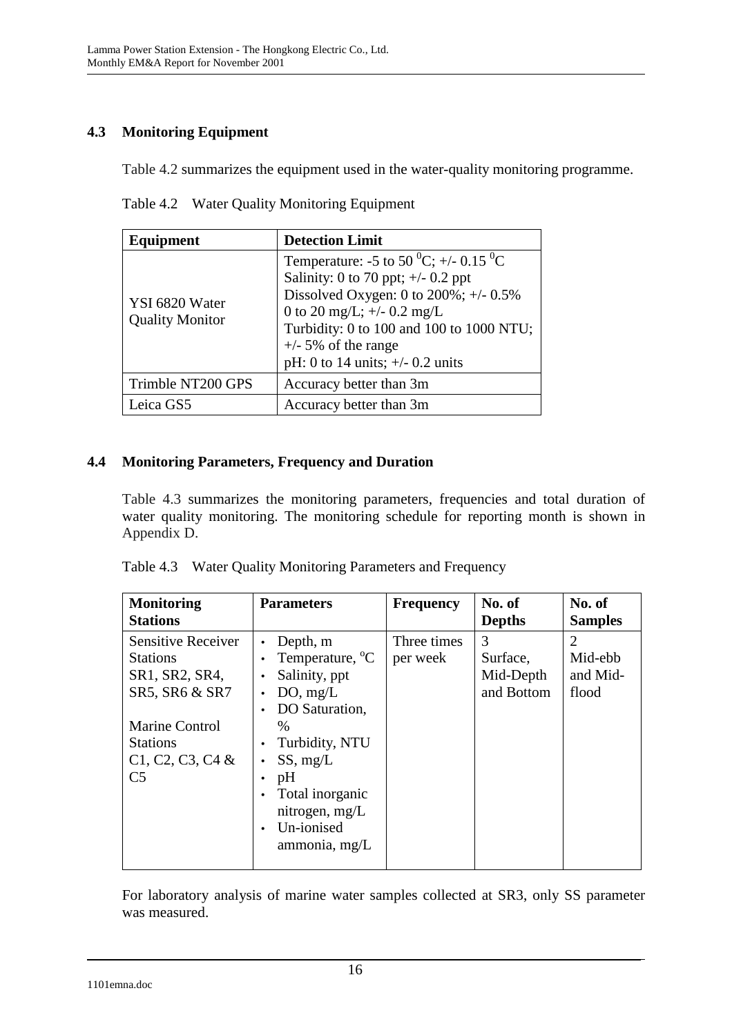### 4.3 Monitoring Equipment

Table 4.2 summarizes the equipment used in the water-quality monitoring programme.

Table 4.2 Water Quality Monitoring Equipment

| Equipment | Detection Limit |
|---|---|
| YSI 6820 Water Quality Monitor | Temperature: -5 to 50 $^0$C; +/- 0.15 $^0$C<br>Salinity: 0 to 70 ppt; +/- 0.2 ppt<br>Dissolved Oxygen: 0 to 200%; +/- 0.5%<br>0 to 20 mg/L; +/- 0.2 mg/L<br>Turbidity: 0 to 100 and 100 to 1000 NTU; +/- 5% of the range<br>pH: 0 to 14 units; +/- 0.2 units |
| Trimble NT200 GPS | Accuracy better than 3m |
| Leica GS5 | Accuracy better than 3m |

### 4.4 Monitoring Parameters, Frequency and Duration

Table 4.3 summarizes the monitoring parameters, frequencies and total duration of water quality monitoring. The monitoring schedule for reporting month is shown in Appendix D.

Table 4.3 Water Quality Monitoring Parameters and Frequency

| Monitoring Stations | Parameters | Frequency | No. of Depths | No. of Samples |
|---|---|---|---|---|
| Sensitive Receiver Stations SR1, SR2, SR4, SR5, SR6 & SR7<br><br>Marine Control Stations C1, C2, C3, C4 & C5 | • Depth, m<br>• Temperature, $^o$C<br>• Salinity, ppt<br>• DO, mg/L<br>• DO Saturation, %<br>• Turbidity, NTU<br>• SS, mg/L<br>• pH<br>• Total inorganic nitrogen, mg/L<br>• Un-ionised ammonia, mg/L | Three times per week | 3<br>Surface, Mid-Depth and Bottom | 2<br>Mid-ebb and Mid-flood |

For laboratory analysis of marine water samples collected at SR3, only SS parameter was measured.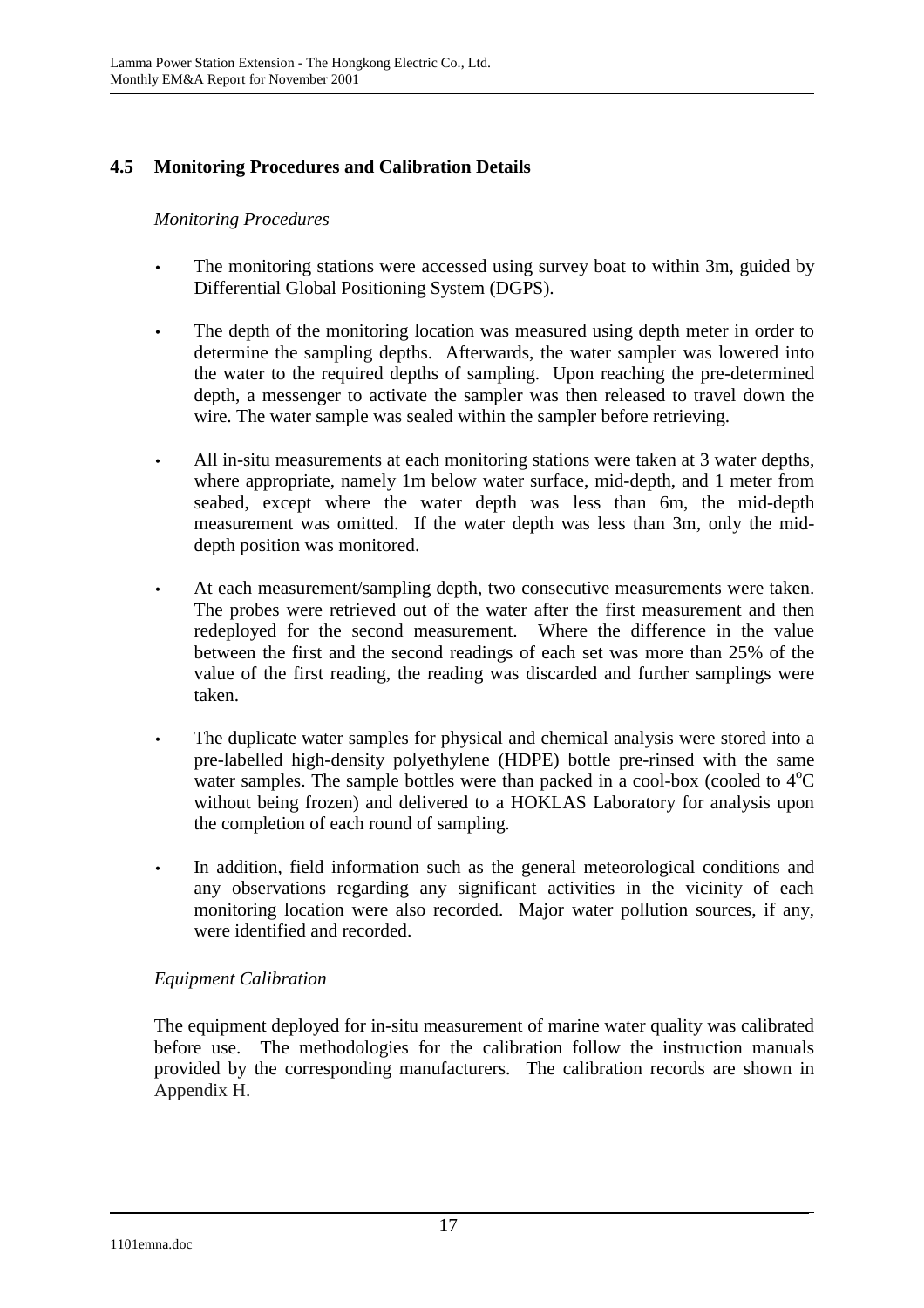## 4.5 Monitoring Procedures and Calibration Details

*Monitoring Procedures*

- The monitoring stations were accessed using survey boat to within 3m, guided by Differential Global Positioning System (DGPS).
- The depth of the monitoring location was measured using depth meter in order to determine the sampling depths. Afterwards, the water sampler was lowered into the water to the required depths of sampling. Upon reaching the pre-determined depth, a messenger to activate the sampler was then released to travel down the wire. The water sample was sealed within the sampler before retrieving.
- All in-situ measurements at each monitoring stations were taken at 3 water depths, where appropriate, namely 1m below water surface, mid-depth, and 1 meter from seabed, except where the water depth was less than 6m, the mid-depth measurement was omitted. If the water depth was less than 3m, only the mid-depth position was monitored.
- At each measurement/sampling depth, two consecutive measurements were taken. The probes were retrieved out of the water after the first measurement and then redeployed for the second measurement. Where the difference in the value between the first and the second readings of each set was more than 25% of the value of the first reading, the reading was discarded and further samplings were taken.
- The duplicate water samples for physical and chemical analysis were stored into a pre-labelled high-density polyethylene (HDPE) bottle pre-rinsed with the same water samples. The sample bottles were than packed in a cool-box (cooled to $4^oC$ without being frozen) and delivered to a HOKLAS Laboratory for analysis upon the completion of each round of sampling.
- In addition, field information such as the general meteorological conditions and any observations regarding any significant activities in the vicinity of each monitoring location were also recorded. Major water pollution sources, if any, were identified and recorded.

*Equipment Calibration*

The equipment deployed for in-situ measurement of marine water quality was calibrated before use. The methodologies for the calibration follow the instruction manuals provided by the corresponding manufacturers. The calibration records are shown in Appendix H.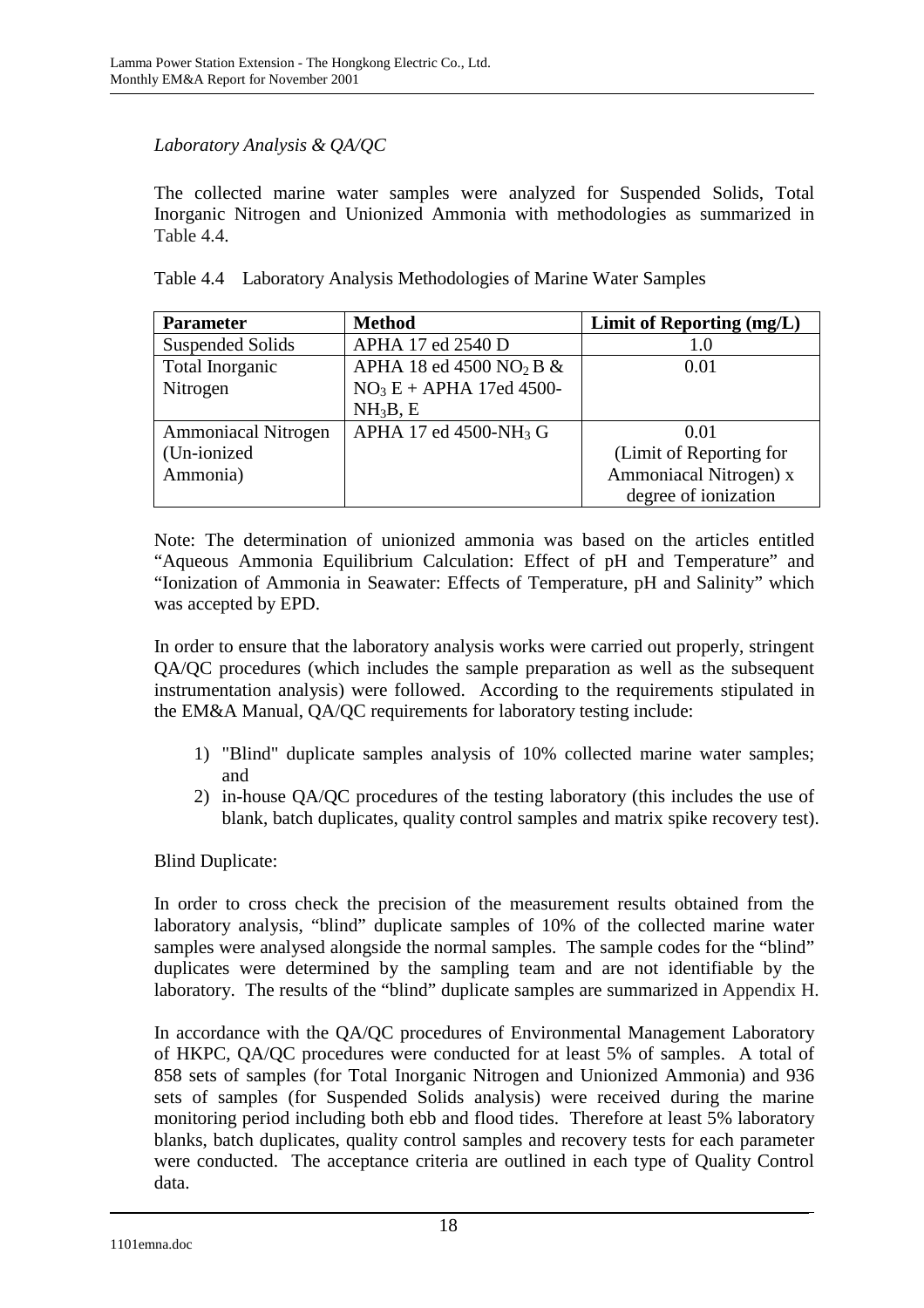*Laboratory Analysis & QA/QC*

The collected marine water samples were analyzed for Suspended Solids, Total Inorganic Nitrogen and Unionized Ammonia with methodologies as summarized in Table 4.4.

Table 4.4 Laboratory Analysis Methodologies of Marine Water Samples

| **Parameter** | **Method** | **Limit of Reporting (mg/L)** |
|---|---|---|
| Suspended Solids | APHA 17 ed 2540 D | 1.0 |
| Total Inorganic Nitrogen | APHA 18 ed 4500 $NO_2$ B & $NO_3$ E + APHA 17ed 4500-$NH_3$B, E | 0.01 |
| Ammoniacal Nitrogen (Un-ionized Ammonia) | APHA 17 ed 4500-$NH_3$ G | 0.01 (Limit of Reporting for Ammoniacal Nitrogen) x degree of ionization |

Note: The determination of unionized ammonia was based on the articles entitled "Aqueous Ammonia Equilibrium Calculation: Effect of pH and Temperature" and "Ionization of Ammonia in Seawater: Effects of Temperature, pH and Salinity" which was accepted by EPD.

In order to ensure that the laboratory analysis works were carried out properly, stringent QA/QC procedures (which includes the sample preparation as well as the subsequent instrumentation analysis) were followed. According to the requirements stipulated in the EM&A Manual, QA/QC requirements for laboratory testing include:

1) "Blind" duplicate samples analysis of 10% collected marine water samples; and
2) in-house QA/QC procedures of the testing laboratory (this includes the use of blank, batch duplicates, quality control samples and matrix spike recovery test).

Blind Duplicate:

In order to cross check the precision of the measurement results obtained from the laboratory analysis, "blind" duplicate samples of 10% of the collected marine water samples were analysed alongside the normal samples. The sample codes for the "blind" duplicates were determined by the sampling team and are not identifiable by the laboratory. The results of the "blind" duplicate samples are summarized in Appendix H.

In accordance with the QA/QC procedures of Environmental Management Laboratory of HKPC, QA/QC procedures were conducted for at least 5% of samples. A total of 858 sets of samples (for Total Inorganic Nitrogen and Unionized Ammonia) and 936 sets of samples (for Suspended Solids analysis) were received during the marine monitoring period including both ebb and flood tides. Therefore at least 5% laboratory blanks, batch duplicates, quality control samples and recovery tests for each parameter were conducted. The acceptance criteria are outlined in each type of Quality Control data.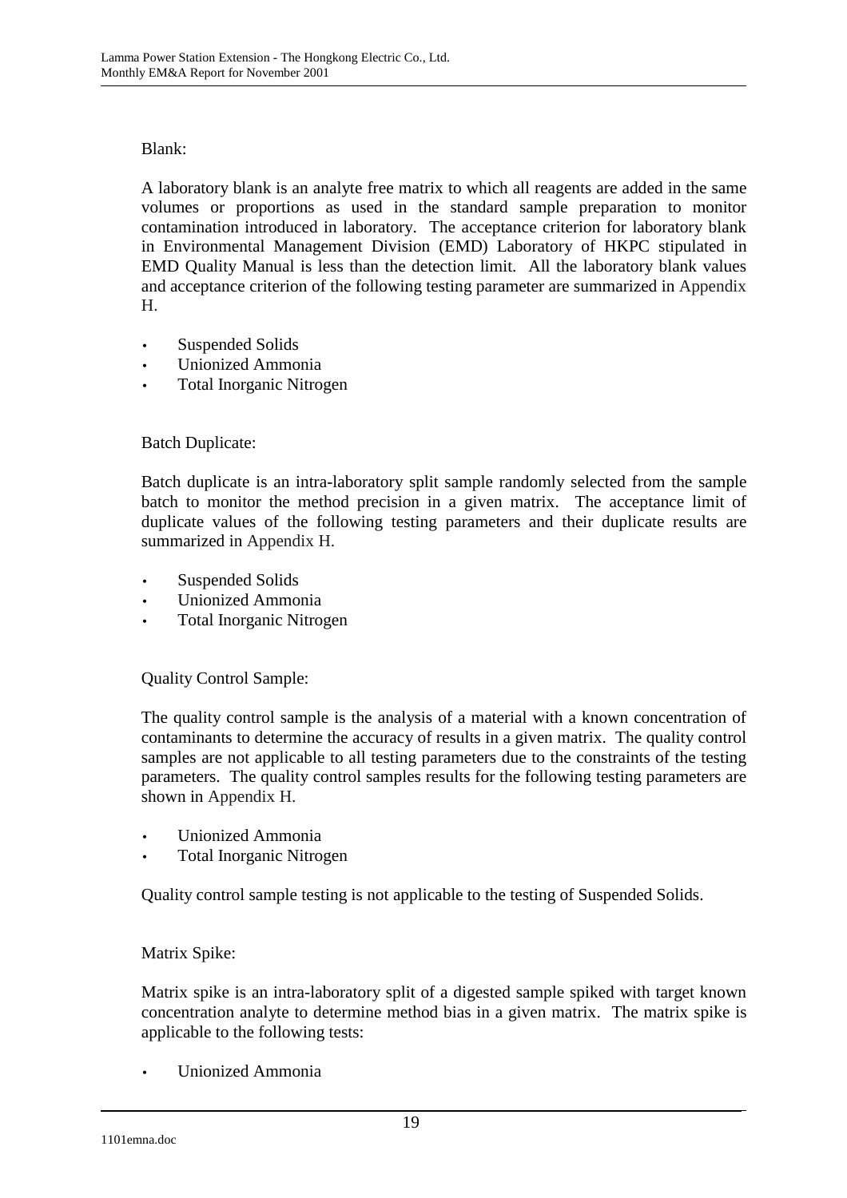Blank:

A laboratory blank is an analyte free matrix to which all reagents are added in the same volumes or proportions as used in the standard sample preparation to monitor contamination introduced in laboratory. The acceptance criterion for laboratory blank in Environmental Management Division (EMD) Laboratory of HKPC stipulated in EMD Quality Manual is less than the detection limit. All the laboratory blank values and acceptance criterion of the following testing parameter are summarized in Appendix H.

- Suspended Solids
- Unionized Ammonia
- Total Inorganic Nitrogen

Batch Duplicate:

Batch duplicate is an intra-laboratory split sample randomly selected from the sample batch to monitor the method precision in a given matrix. The acceptance limit of duplicate values of the following testing parameters and their duplicate results are summarized in Appendix H.

- Suspended Solids
- Unionized Ammonia
- Total Inorganic Nitrogen

Quality Control Sample:

The quality control sample is the analysis of a material with a known concentration of contaminants to determine the accuracy of results in a given matrix. The quality control samples are not applicable to all testing parameters due to the constraints of the testing parameters. The quality control samples results for the following testing parameters are shown in Appendix H.

- Unionized Ammonia
- Total Inorganic Nitrogen

Quality control sample testing is not applicable to the testing of Suspended Solids.

Matrix Spike:

Matrix spike is an intra-laboratory split of a digested sample spiked with target known concentration analyte to determine method bias in a given matrix. The matrix spike is applicable to the following tests:

- Unionized Ammonia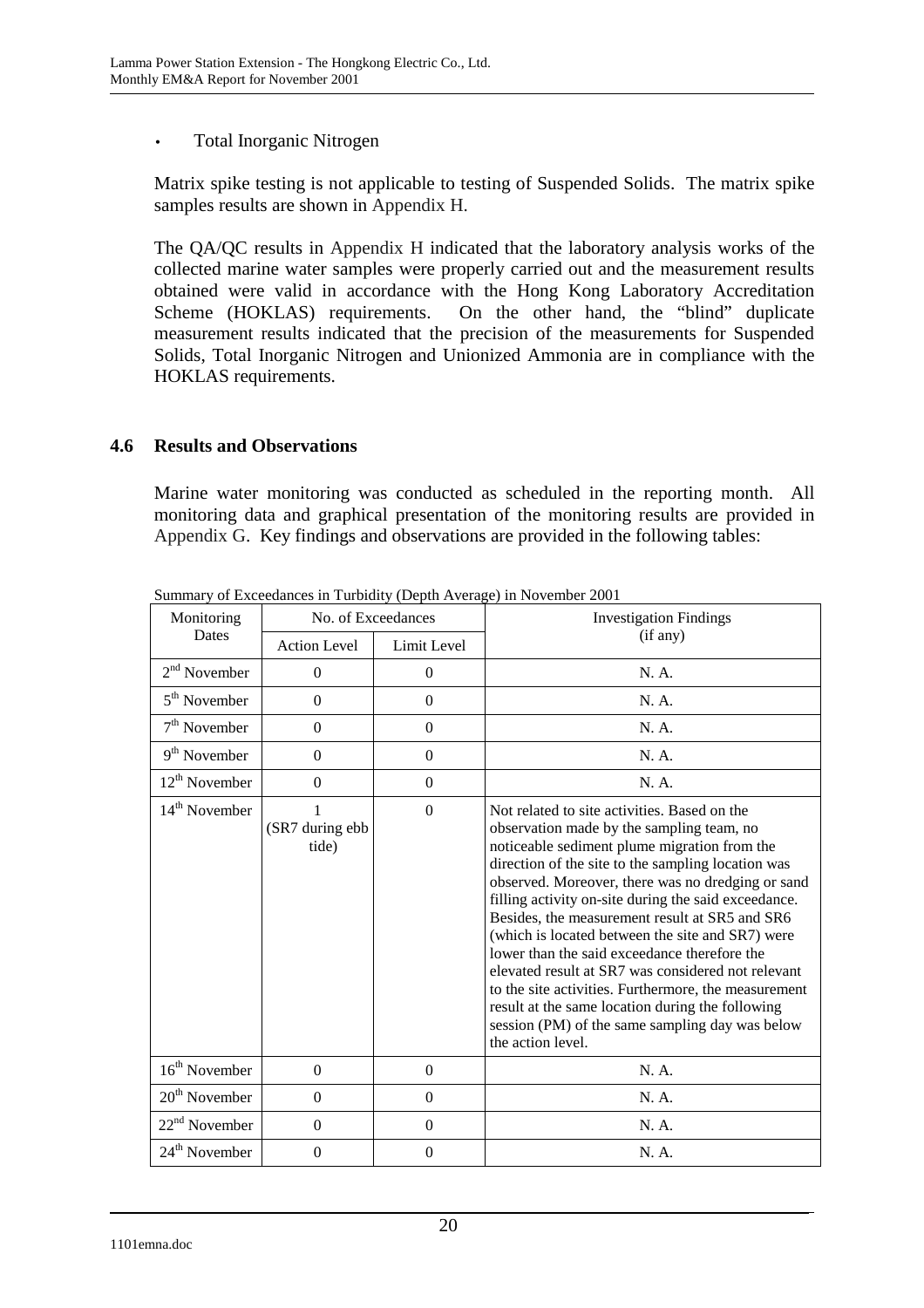- Total Inorganic Nitrogen

Matrix spike testing is not applicable to testing of Suspended Solids. The matrix spike samples results are shown in Appendix H.

The QA/QC results in Appendix H indicated that the laboratory analysis works of the collected marine water samples were properly carried out and the measurement results obtained were valid in accordance with the Hong Kong Laboratory Accreditation Scheme (HOKLAS) requirements. On the other hand, the "blind" duplicate measurement results indicated that the precision of the measurements for Suspended Solids, Total Inorganic Nitrogen and Unionized Ammonia are in compliance with the HOKLAS requirements.

### 4.6 Results and Observations

Marine water monitoring was conducted as scheduled in the reporting month. All monitoring data and graphical presentation of the monitoring results are provided in Appendix G. Key findings and observations are provided in the following tables:

Summary of Exceedances in Turbidity (Depth Average) in November 2001

| Monitoring Dates | No. of Exceedances | | Investigation Findings (if any) |
|---|---|---|---|
| | Action Level | Limit Level | |
| 2nd November | 0 | 0 | N. A. |
| 5th November | 0 | 0 | N. A. |
| 7th November | 0 | 0 | N. A. |
| 9th November | 0 | 0 | N. A. |
| 12th November | 0 | 0 | N. A. |
| 14th November | 1 (SR7 during ebb tide) | 0 | Not related to site activities. Based on the observation made by the sampling team, no noticeable sediment plume migration from the direction of the site to the sampling location was observed. Moreover, there was no dredging or sand filling activity on-site during the said exceedance. Besides, the measurement result at SR5 and SR6 (which is located between the site and SR7) were lower than the said exceedance therefore the elevated result at SR7 was considered not relevant to the site activities. Furthermore, the measurement result at the same location during the following session (PM) of the same sampling day was below the action level. |
| 16th November | 0 | 0 | N. A. |
| 20th November | 0 | 0 | N. A. |
| 22nd November | 0 | 0 | N. A. |
| 24th November | 0 | 0 | N. A. |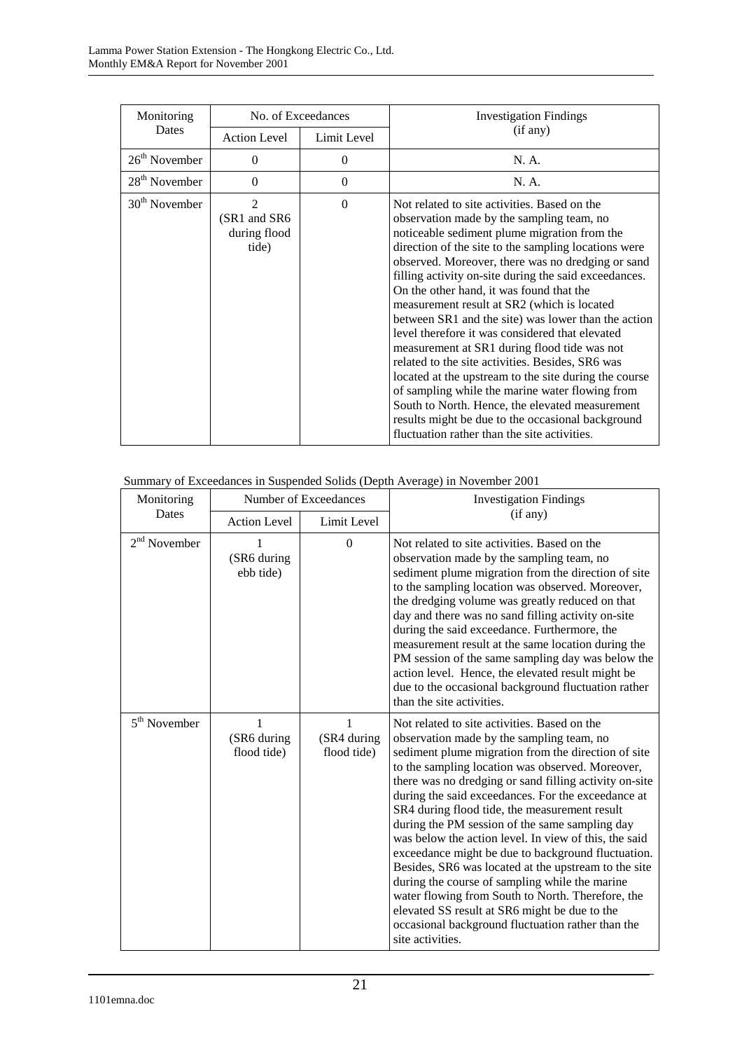| Monitoring Dates | No. of Exceedances | | Investigation Findings (if any) |
|---|---|---|---|
| | Action Level | Limit Level | |
| 26th November | 0 | 0 | N. A. |
| 28th November | 0 | 0 | N. A. |
| 30th November | 2 (SR1 and SR6 during flood tide) | 0 | Not related to site activities. Based on the observation made by the sampling team, no noticeable sediment plume migration from the direction of the site to the sampling locations were observed. Moreover, there was no dredging or sand filling activity on-site during the said exceedances. On the other hand, it was found that the measurement result at SR2 (which is located between SR1 and the site) was lower than the action level therefore it was considered that elevated measurement at SR1 during flood tide was not related to the site activities. Besides, SR6 was located at the upstream to the site during the course of sampling while the marine water flowing from South to North. Hence, the elevated measurement results might be due to the occasional background fluctuation rather than the site activities. |

Summary of Exceedances in Suspended Solids (Depth Average) in November 2001

| Monitoring Dates | Number of Exceedances | | Investigation Findings (if any) |
|---|---|---|---|
| | Action Level | Limit Level | |
| 2nd November | 1 (SR6 during ebb tide) | 0 | Not related to site activities. Based on the observation made by the sampling team, no sediment plume migration from the direction of site to the sampling location was observed. Moreover, the dredging volume was greatly reduced on that day and there was no sand filling activity on-site during the said exceedance. Furthermore, the measurement result at the same location during the PM session of the same sampling day was below the action level. Hence, the elevated result might be due to the occasional background fluctuation rather than the site activities. |
| 5th November | 1 (SR6 during flood tide) | 1 (SR4 during flood tide) | Not related to site activities. Based on the observation made by the sampling team, no sediment plume migration from the direction of site to the sampling location was observed. Moreover, there was no dredging or sand filling activity on-site during the said exceedances. For the exceedance at SR4 during flood tide, the measurement result during the PM session of the same sampling day was below the action level. In view of this, the said exceedance might be due to background fluctuation. Besides, SR6 was located at the upstream to the site during the course of sampling while the marine water flowing from South to North. Therefore, the elevated SS result at SR6 might be due to the occasional background fluctuation rather than the site activities. |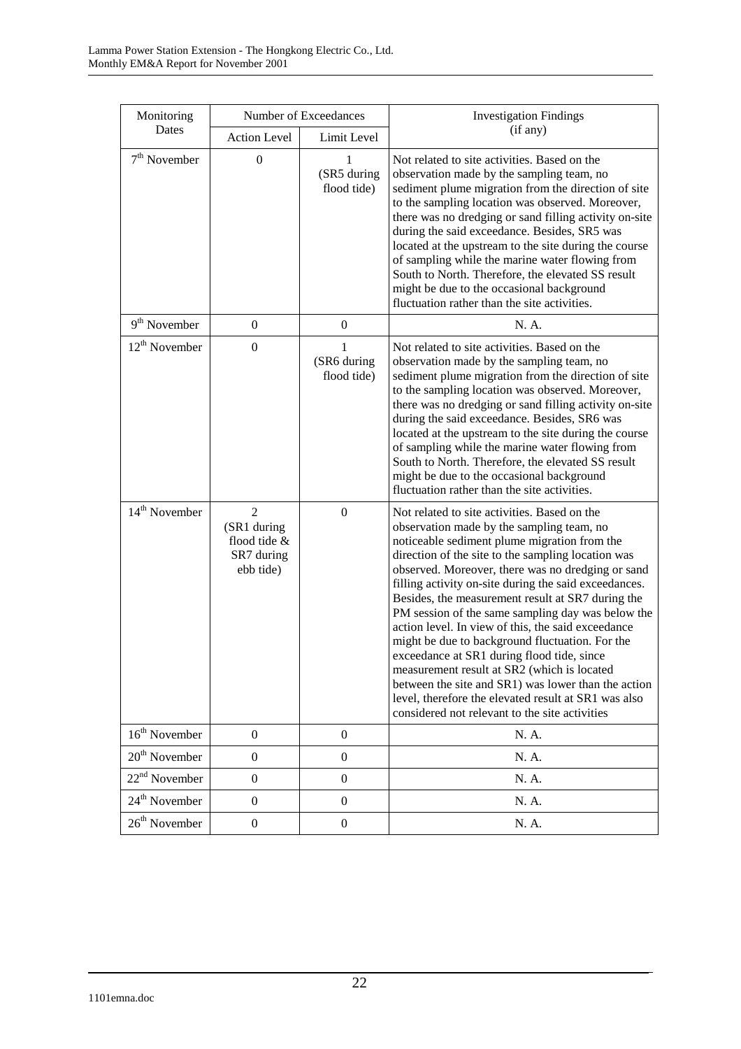| Monitoring Dates | Number of Exceedances | | Investigation Findings (if any) |
|---|---|---|---|
| | Action Level | Limit Level | |
| 7th November | 0 | 1 (SR5 during flood tide) | Not related to site activities. Based on the observation made by the sampling team, no sediment plume migration from the direction of site to the sampling location was observed. Moreover, there was no dredging or sand filling activity on-site during the said exceedance. Besides, SR5 was located at the upstream to the site during the course of sampling while the marine water flowing from South to North. Therefore, the elevated SS result might be due to the occasional background fluctuation rather than the site activities. |
| 9th November | 0 | 0 | N. A. |
| 12th November | 0 | 1 (SR6 during flood tide) | Not related to site activities. Based on the observation made by the sampling team, no sediment plume migration from the direction of site to the sampling location was observed. Moreover, there was no dredging or sand filling activity on-site during the said exceedance. Besides, SR6 was located at the upstream to the site during the course of sampling while the marine water flowing from South to North. Therefore, the elevated SS result might be due to the occasional background fluctuation rather than the site activities. |
| 14th November | 2 (SR1 during flood tide & SR7 during ebb tide) | 0 | Not related to site activities. Based on the observation made by the sampling team, no noticeable sediment plume migration from the direction of the site to the sampling location was observed. Moreover, there was no dredging or sand filling activity on-site during the said exceedances. Besides, the measurement result at SR7 during the PM session of the same sampling day was below the action level. In view of this, the said exceedance might be due to background fluctuation. For the exceedance at SR1 during flood tide, since measurement result at SR2 (which is located between the site and SR1) was lower than the action level, therefore the elevated result at SR1 was also considered not relevant to the site activities |
| 16th November | 0 | 0 | N. A. |
| 20th November | 0 | 0 | N. A. |
| 22nd November | 0 | 0 | N. A. |
| 24th November | 0 | 0 | N. A. |
| 26th November | 0 | 0 | N. A. |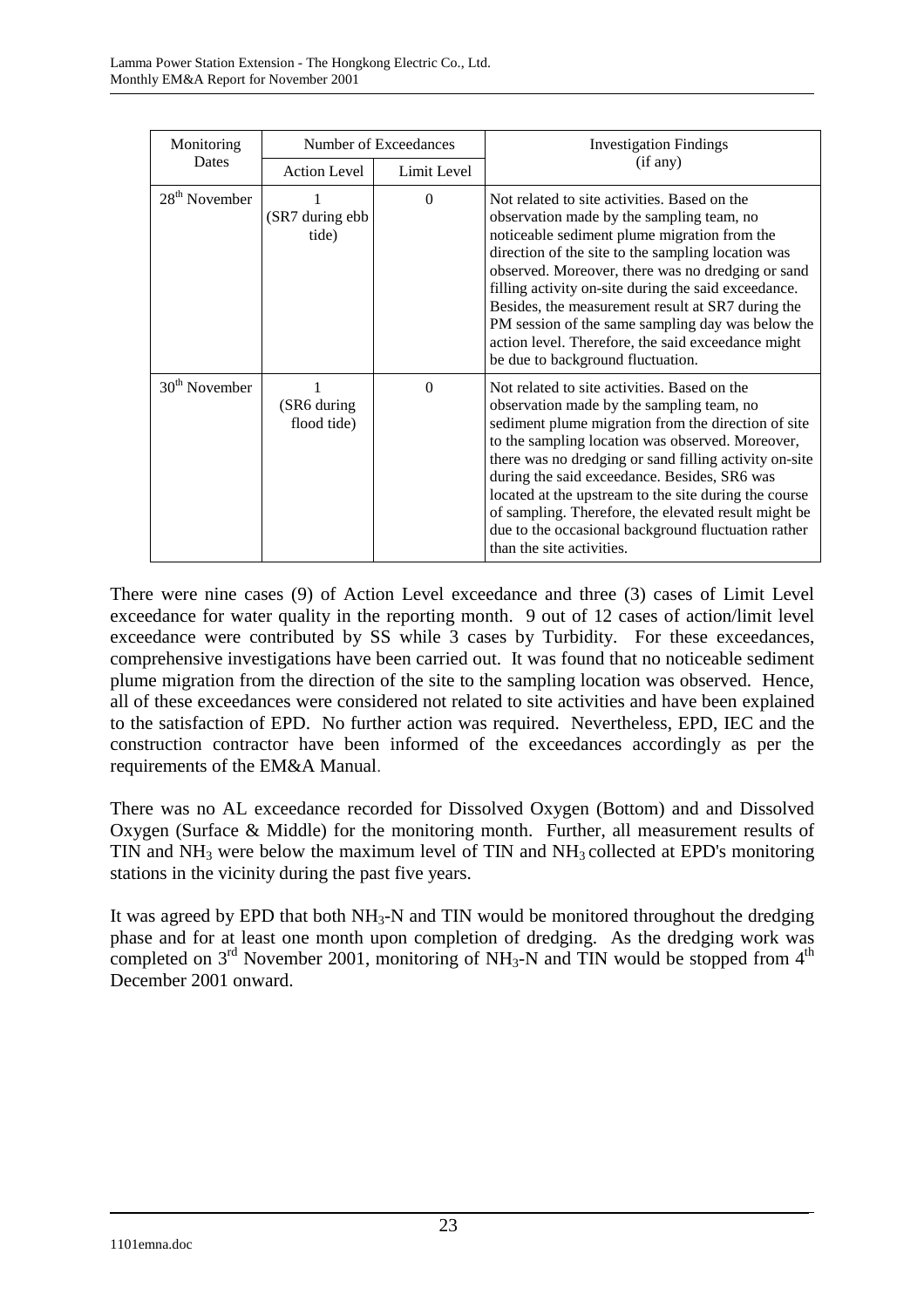| Monitoring Dates | Number of Exceedances | | Investigation Findings (if any) |
|---|---|---|---|
| | Action Level | Limit Level | |
| 28th November | 1 (SR7 during ebb tide) | 0 | Not related to site activities. Based on the observation made by the sampling team, no noticeable sediment plume migration from the direction of the site to the sampling location was observed. Moreover, there was no dredging or sand filling activity on-site during the said exceedance. Besides, the measurement result at SR7 during the PM session of the same sampling day was below the action level. Therefore, the said exceedance might be due to background fluctuation. |
| 30th November | 1 (SR6 during flood tide) | 0 | Not related to site activities. Based on the observation made by the sampling team, no sediment plume migration from the direction of site to the sampling location was observed. Moreover, there was no dredging or sand filling activity on-site during the said exceedance. Besides, SR6 was located at the upstream to the site during the course of sampling. Therefore, the elevated result might be due to the occasional background fluctuation rather than the site activities. |

There were nine cases (9) of Action Level exceedance and three (3) cases of Limit Level exceedance for water quality in the reporting month. 9 out of 12 cases of action/limit level exceedance were contributed by SS while 3 cases by Turbidity. For these exceedances, comprehensive investigations have been carried out. It was found that no noticeable sediment plume migration from the direction of the site to the sampling location was observed. Hence, all of these exceedances were considered not related to site activities and have been explained to the satisfaction of EPD. No further action was required. Nevertheless, EPD, IEC and the construction contractor have been informed of the exceedances accordingly as per the requirements of the EM&A Manual.

There was no AL exceedance recorded for Dissolved Oxygen (Bottom) and and Dissolved Oxygen (Surface & Middle) for the monitoring month. Further, all measurement results of TIN and $NH_3$ were below the maximum level of TIN and $NH_3$ collected at EPD's monitoring stations in the vicinity during the past five years.

It was agreed by EPD that both $NH_3$-N and TIN would be monitored throughout the dredging phase and for at least one month upon completion of dredging. As the dredging work was completed on 3rd November 2001, monitoring of $NH_3$-N and TIN would be stopped from 4th December 2001 onward.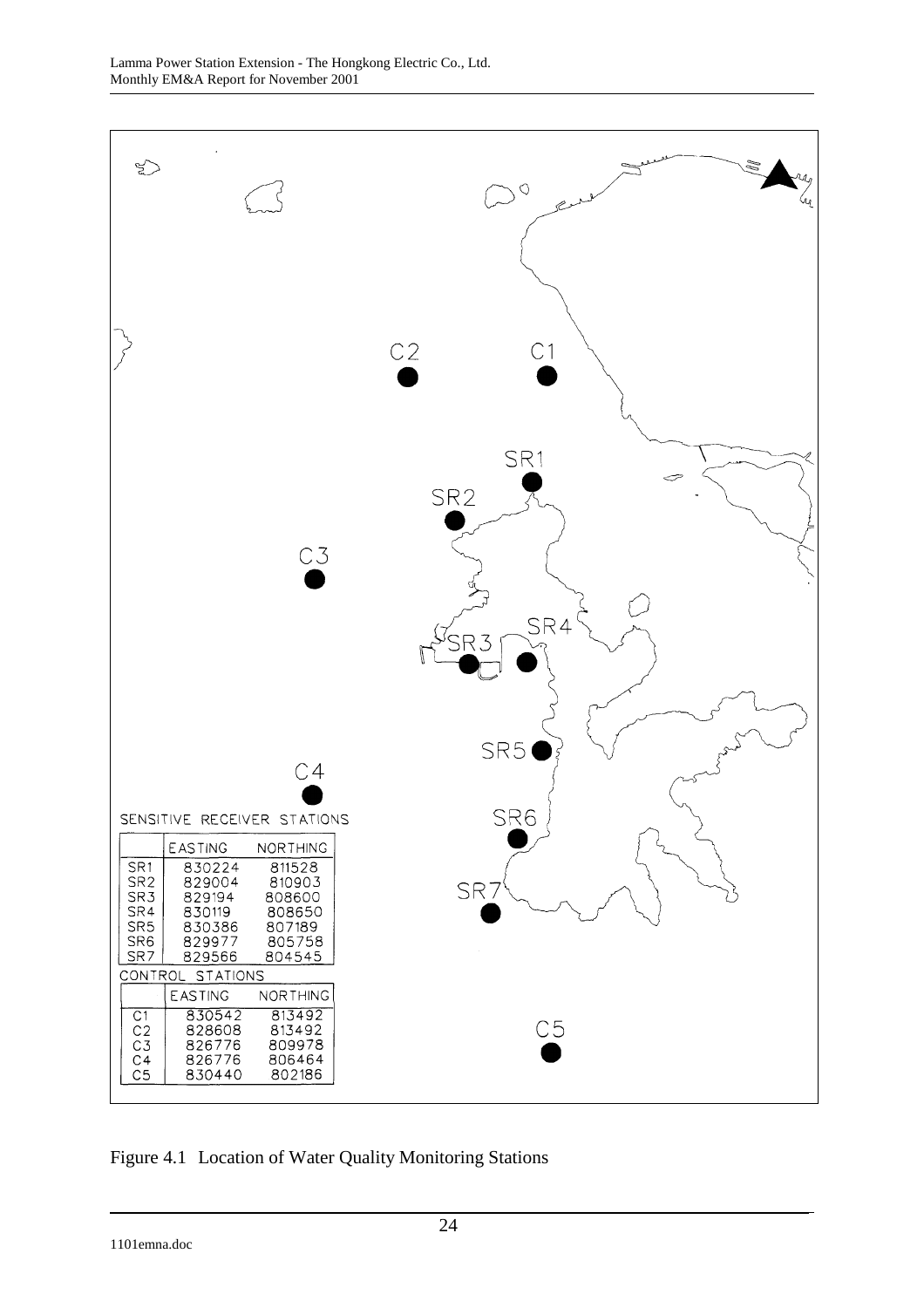SENSITIVE RECEIVER STATIONS

| | EASTING | NORTHING |
|---|---|---|
| SR1 | 830224 | 811528 |
| SR2 | 829004 | 810903 |
| SR3 | 829194 | 808600 |
| SR4 | 830119 | 808650 |
| SR5 | 830386 | 807189 |
| SR6 | 829977 | 805758 |
| SR7 | 829566 | 804545 |

CONTROL STATIONS

| | EASTING | NORTHING |
|---|---|---|
| C1 | 830542 | 813492 |
| C2 | 828608 | 813492 |
| C3 | 826776 | 809978 |
| C4 | 826776 | 806464 |
| C5 | 830440 | 802186 |

Figure 4.1 Location of Water Quality Monitoring Stations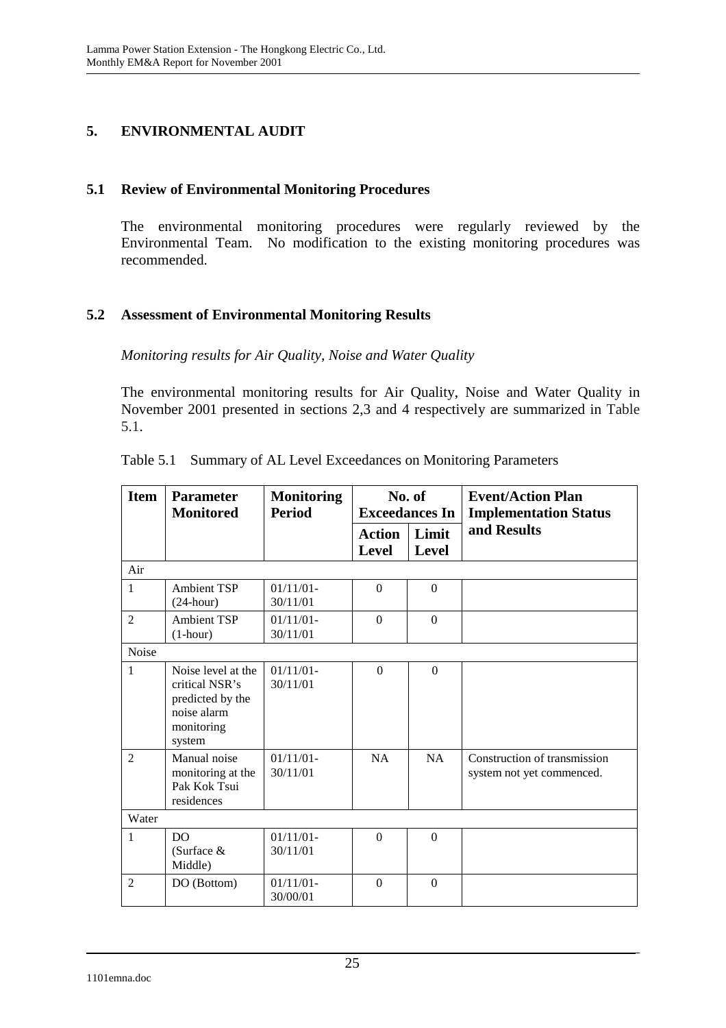# 5. ENVIRONMENTAL AUDIT

## 5.1 Review of Environmental Monitoring Procedures

The environmental monitoring procedures were regularly reviewed by the Environmental Team. No modification to the existing monitoring procedures was recommended.

## 5.2 Assessment of Environmental Monitoring Results

*Monitoring results for Air Quality, Noise and Water Quality*

The environmental monitoring results for Air Quality, Noise and Water Quality in November 2001 presented in sections 2,3 and 4 respectively are summarized in Table 5.1.

Table 5.1 Summary of AL Level Exceedances on Monitoring Parameters

| Item | Parameter Monitored | Monitoring Period | No. of Exceedances In | | Event/Action Plan Implementation Status and Results |
|---|---|---|---|---|---|
| | | | Action Level | Limit Level | |
| Air | | | | | |
| 1 | Ambient TSP (24-hour) | 01/11/01-30/11/01 | 0 | 0 | |
| 2 | Ambient TSP (1-hour) | 01/11/01-30/11/01 | 0 | 0 | |
| Noise | | | | | |
| 1 | Noise level at the critical NSR's predicted by the noise alarm monitoring system | 01/11/01-30/11/01 | 0 | 0 | |
| 2 | Manual noise monitoring at the Pak Kok Tsui residences | 01/11/01-30/11/01 | NA | NA | Construction of transmission system not yet commenced. |
| Water | | | | | |
| 1 | DO (Surface & Middle) | 01/11/01-30/11/01 | 0 | 0 | |
| 2 | DO (Bottom) | 01/11/01-30/00/01 | 0 | 0 | |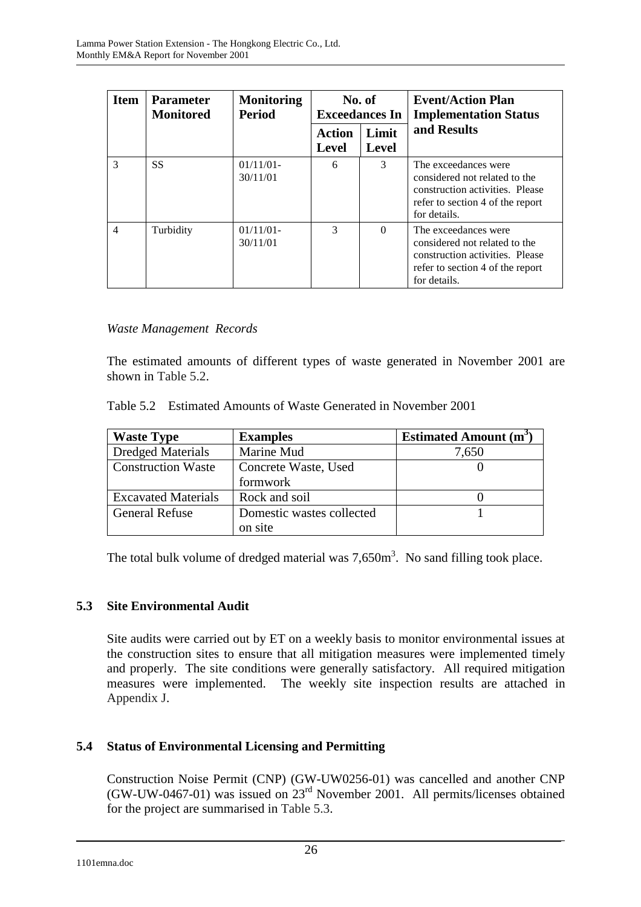| Item | Parameter Monitored | Monitoring Period | No. of Exceedances In | | Event/Action Plan Implementation Status and Results |
|---|---|---|---|---|---|
| | | | Action Level | Limit Level | |
| 3 | SS | 01/11/01-30/11/01 | 6 | 3 | The exceedances were considered not related to the construction activities. Please refer to section 4 of the report for details. |
| 4 | Turbidity | 01/11/01-30/11/01 | 3 | 0 | The exceedances were considered not related to the construction activities. Please refer to section 4 of the report for details. |

*Waste Management Records*

The estimated amounts of different types of waste generated in November 2001 are shown in Table 5.2.

Table 5.2 Estimated Amounts of Waste Generated in November 2001

| Waste Type | Examples | Estimated Amount ($m^3$) |
|---|---|---|
| Dredged Materials | Marine Mud | 7,650 |
| Construction Waste | Concrete Waste, Used formwork | 0 |
| Excavated Materials | Rock and soil | 0 |
| General Refuse | Domestic wastes collected on site | 1 |

The total bulk volume of dredged material was 7,650$m^3$. No sand filling took place.

## 5.3 Site Environmental Audit

Site audits were carried out by ET on a weekly basis to monitor environmental issues at the construction sites to ensure that all mitigation measures were implemented timely and properly. The site conditions were generally satisfactory. All required mitigation measures were implemented. The weekly site inspection results are attached in Appendix J.

## 5.4 Status of Environmental Licensing and Permitting

Construction Noise Permit (CNP) (GW-UW0256-01) was cancelled and another CNP (GW-UW-0467-01) was issued on 23rd November 2001. All permits/licenses obtained for the project are summarised in Table 5.3.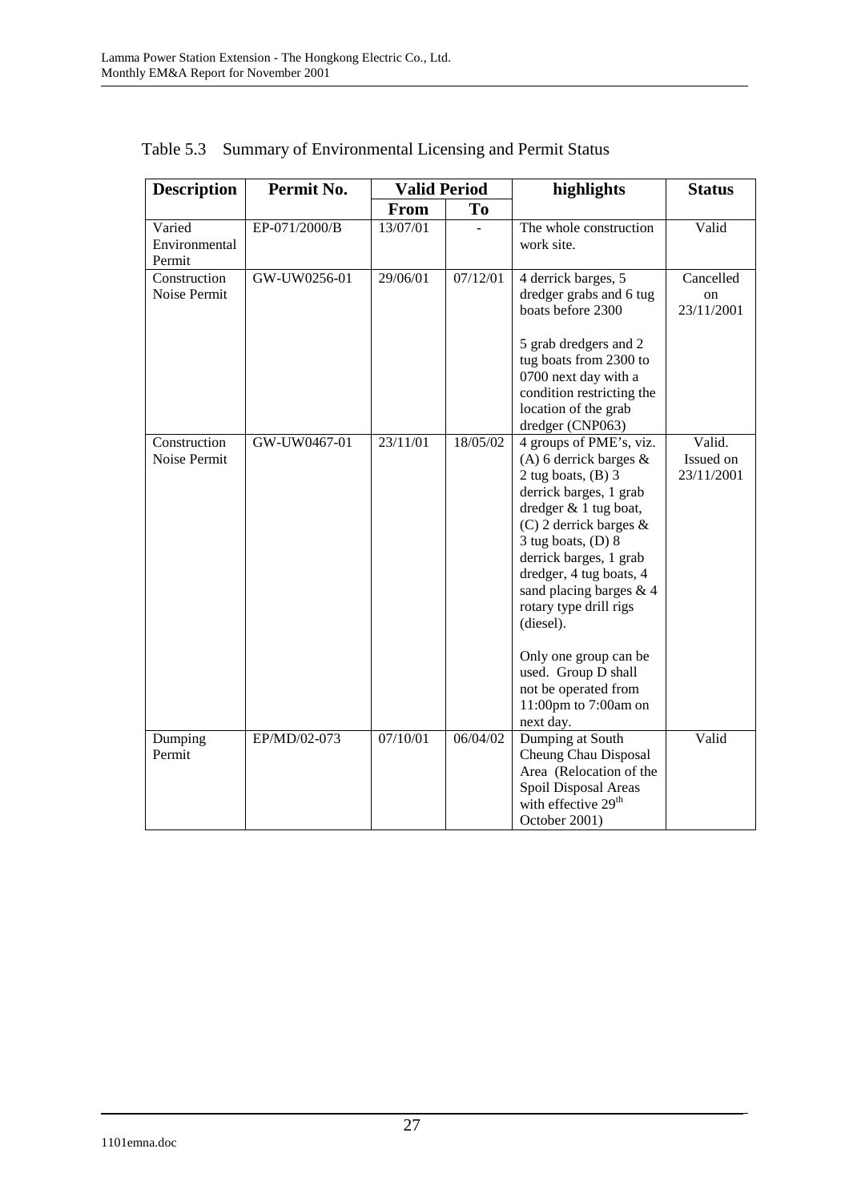Table 5.3 Summary of Environmental Licensing and Permit Status

| Description | Permit No. | Valid Period | | highlights | Status |
|---|---|---|---|---|---|
| | | From | To | | |
| Varied Environmental Permit | EP-071/2000/B | 13/07/01 | - | The whole construction work site. | Valid |
| Construction Noise Permit | GW-UW0256-01 | 29/06/01 | 07/12/01 | 4 derrick barges, 5 dredger grabs and 6 tug boats before 2300<br><br>5 grab dredgers and 2 tug boats from 2300 to 0700 next day with a condition restricting the location of the grab dredger (CNP063) | Cancelled on 23/11/2001 |
| Construction Noise Permit | GW-UW0467-01 | 23/11/01 | 18/05/02 | 4 groups of PME's, viz. (A) 6 derrick barges & 2 tug boats, (B) 3 derrick barges, 1 grab dredger & 1 tug boat, (C) 2 derrick barges & 3 tug boats, (D) 8 derrick barges, 1 grab dredger, 4 tug boats, 4 sand placing barges & 4 rotary type drill rigs (diesel).<br><br>Only one group can be used. Group D shall not be operated from 11:00pm to 7:00am on next day. | Valid. Issued on 23/11/2001 |
| Dumping Permit | EP/MD/02-073 | 07/10/01 | 06/04/02 | Dumping at South Cheung Chau Disposal Area (Relocation of the Spoil Disposal Areas with effective 29th October 2001) | Valid |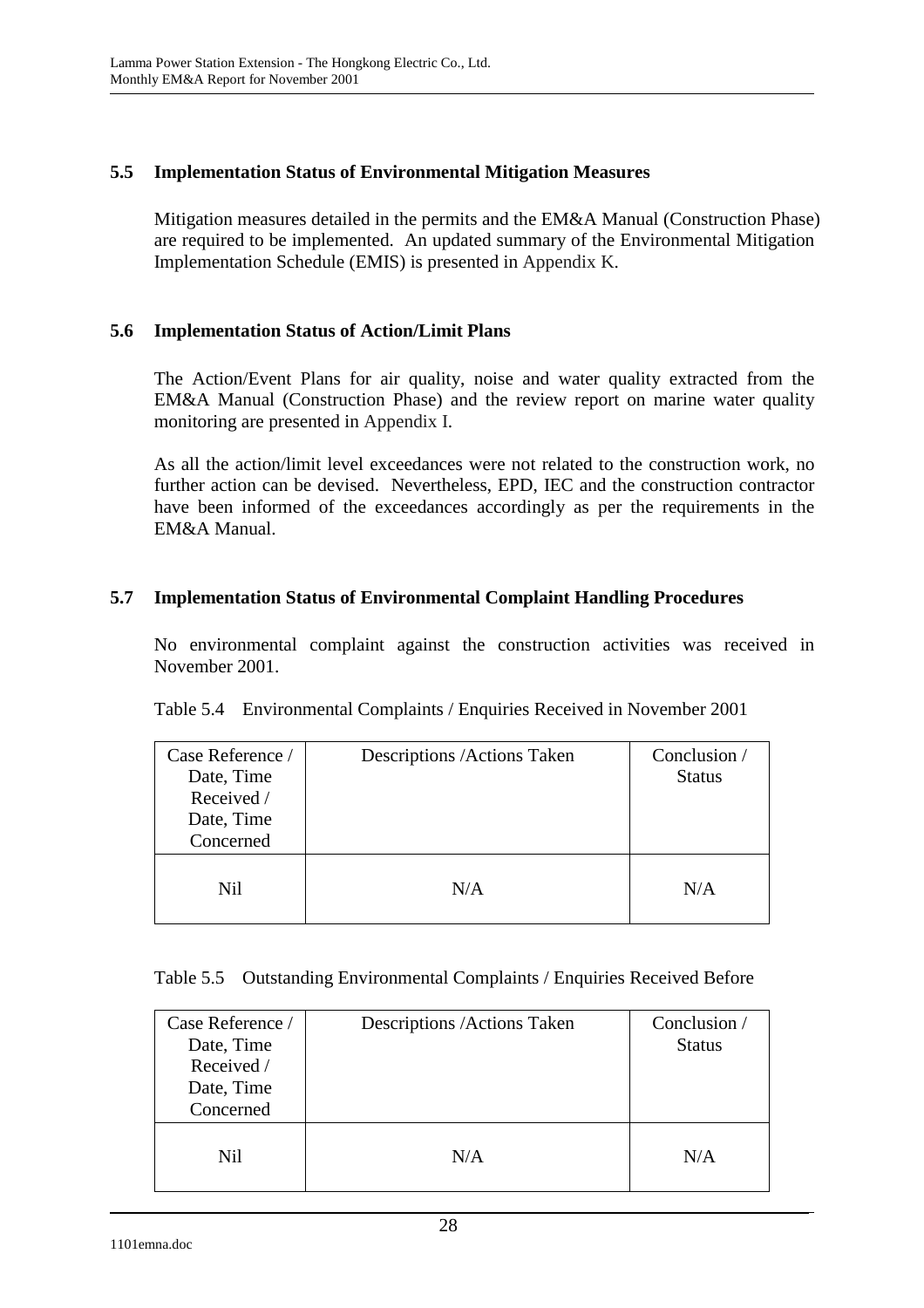### 5.5 Implementation Status of Environmental Mitigation Measures

Mitigation measures detailed in the permits and the EM&A Manual (Construction Phase) are required to be implemented. An updated summary of the Environmental Mitigation Implementation Schedule (EMIS) is presented in Appendix K.

### 5.6 Implementation Status of Action/Limit Plans

The Action/Event Plans for air quality, noise and water quality extracted from the EM&A Manual (Construction Phase) and the review report on marine water quality monitoring are presented in Appendix I.

As all the action/limit level exceedances were not related to the construction work, no further action can be devised. Nevertheless, EPD, IEC and the construction contractor have been informed of the exceedances accordingly as per the requirements in the EM&A Manual.

### 5.7 Implementation Status of Environmental Complaint Handling Procedures

No environmental complaint against the construction activities was received in November 2001.

Table 5.4 Environmental Complaints / Enquiries Received in November 2001

| Case Reference / Date, Time Received / Date, Time Concerned | Descriptions /Actions Taken | Conclusion / Status |
|---|---|---|
| Nil | N/A | N/A |

Table 5.5 Outstanding Environmental Complaints / Enquiries Received Before

| Case Reference / Date, Time Received / Date, Time Concerned | Descriptions /Actions Taken | Conclusion / Status |
|---|---|---|
| Nil | N/A | N/A |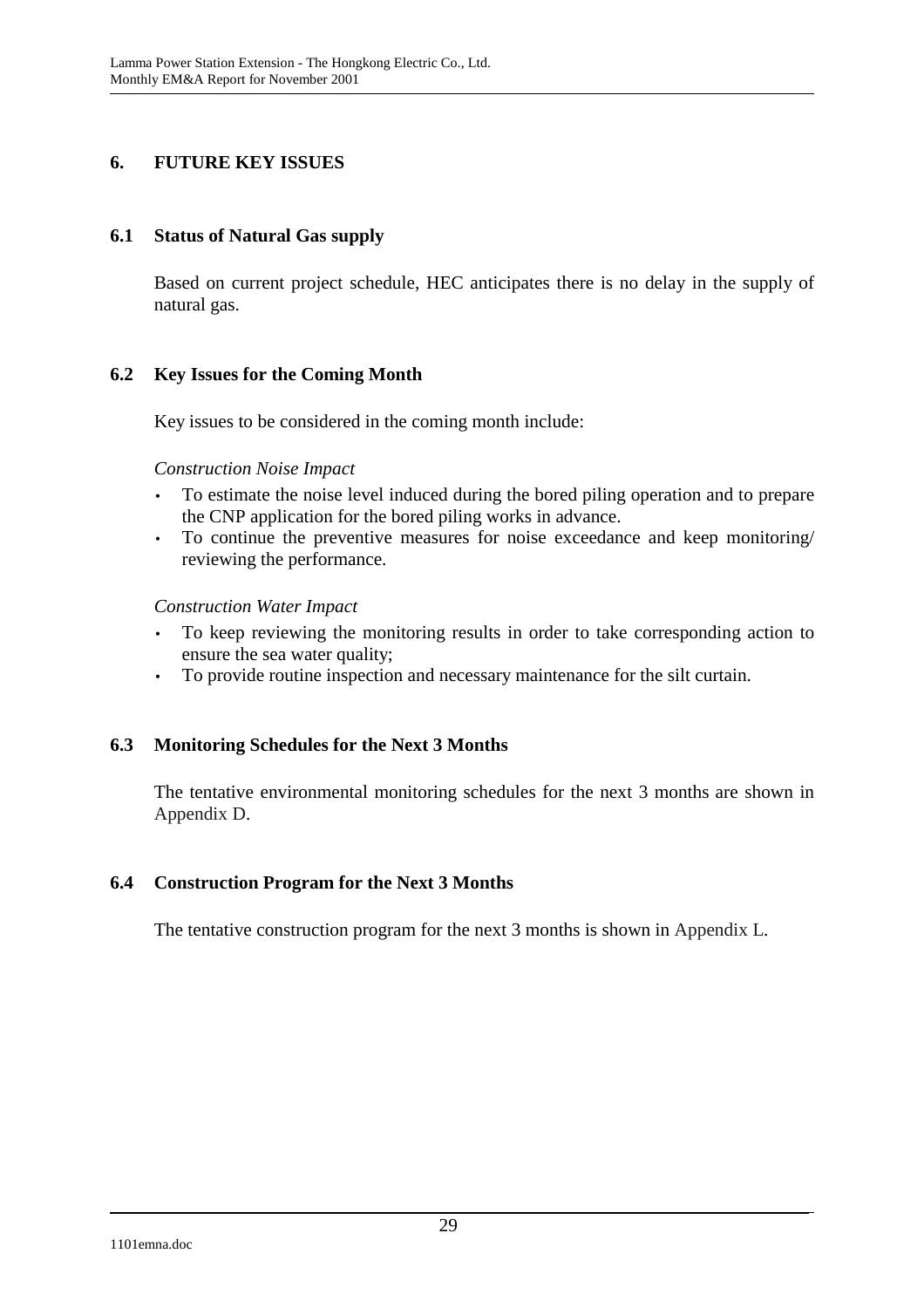# 6. FUTURE KEY ISSUES

## 6.1 Status of Natural Gas supply

Based on current project schedule, HEC anticipates there is no delay in the supply of natural gas.

## 6.2 Key Issues for the Coming Month

Key issues to be considered in the coming month include:

*Construction Noise Impact*

- To estimate the noise level induced during the bored piling operation and to prepare the CNP application for the bored piling works in advance.
- To continue the preventive measures for noise exceedance and keep monitoring/ reviewing the performance.

*Construction Water Impact*

- To keep reviewing the monitoring results in order to take corresponding action to ensure the sea water quality;
- To provide routine inspection and necessary maintenance for the silt curtain.

## 6.3 Monitoring Schedules for the Next 3 Months

The tentative environmental monitoring schedules for the next 3 months are shown in Appendix D.

## 6.4 Construction Program for the Next 3 Months

The tentative construction program for the next 3 months is shown in Appendix L.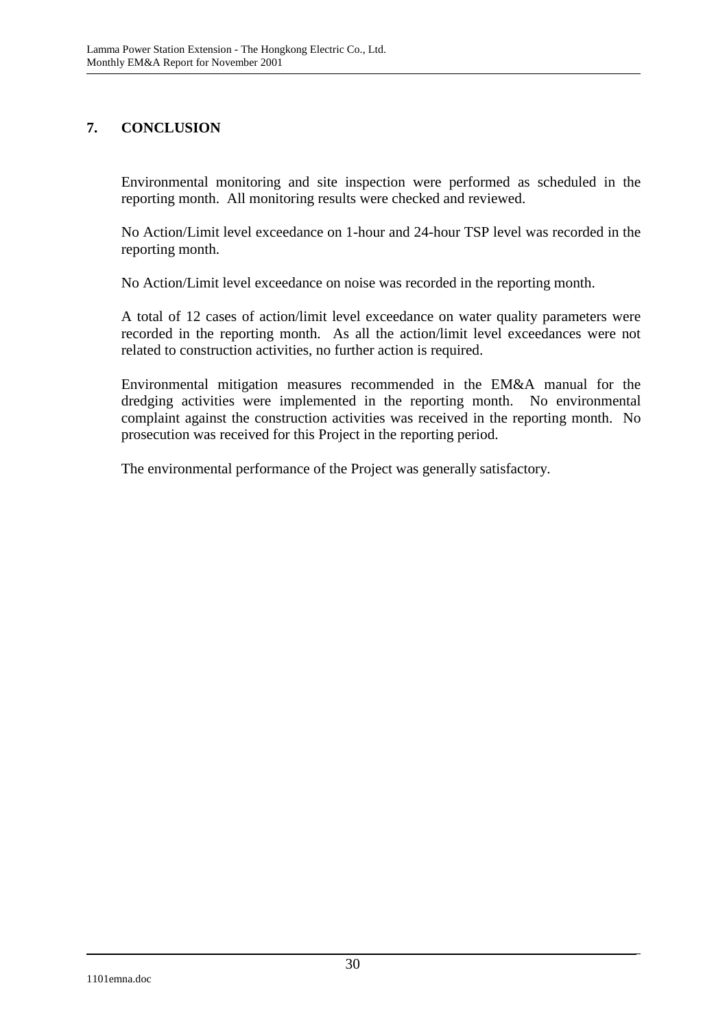## 7. CONCLUSION

Environmental monitoring and site inspection were performed as scheduled in the reporting month. All monitoring results were checked and reviewed.

No Action/Limit level exceedance on 1-hour and 24-hour TSP level was recorded in the reporting month.

No Action/Limit level exceedance on noise was recorded in the reporting month.

A total of 12 cases of action/limit level exceedance on water quality parameters were recorded in the reporting month. As all the action/limit level exceedances were not related to construction activities, no further action is required.

Environmental mitigation measures recommended in the EM&A manual for the dredging activities were implemented in the reporting month. No environmental complaint against the construction activities was received in the reporting month. No prosecution was received for this Project in the reporting period.

The environmental performance of the Project was generally satisfactory.